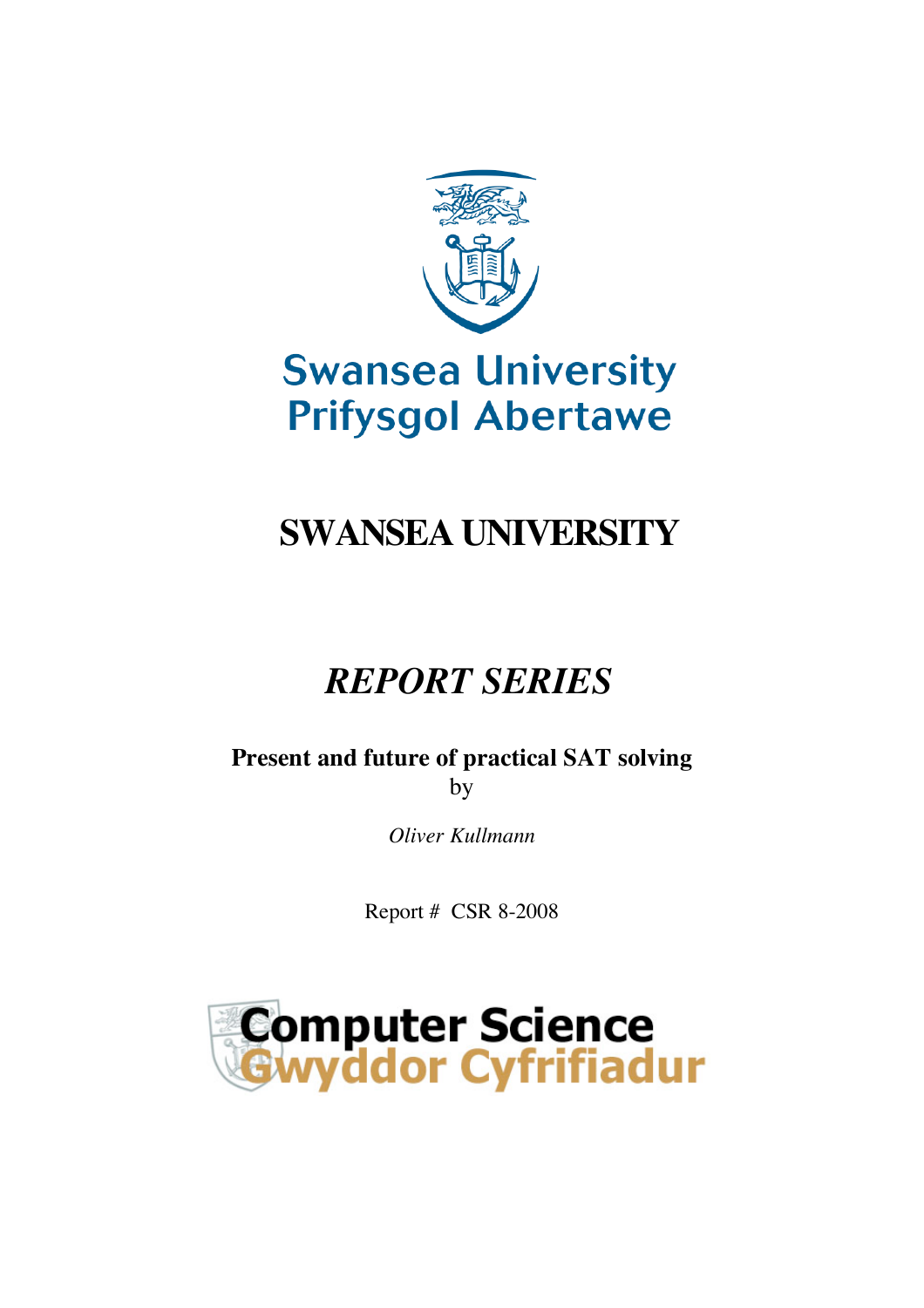Swansea University
Prifysgol Abertawe

# SWANSEA UNIVERSITY

## *REPORT SERIES*

**Present and future of practical SAT solving**
by

*Oliver Kullmann*

Report # CSR 8-2008

Computer Science
Gwyddor Cyfrifiadur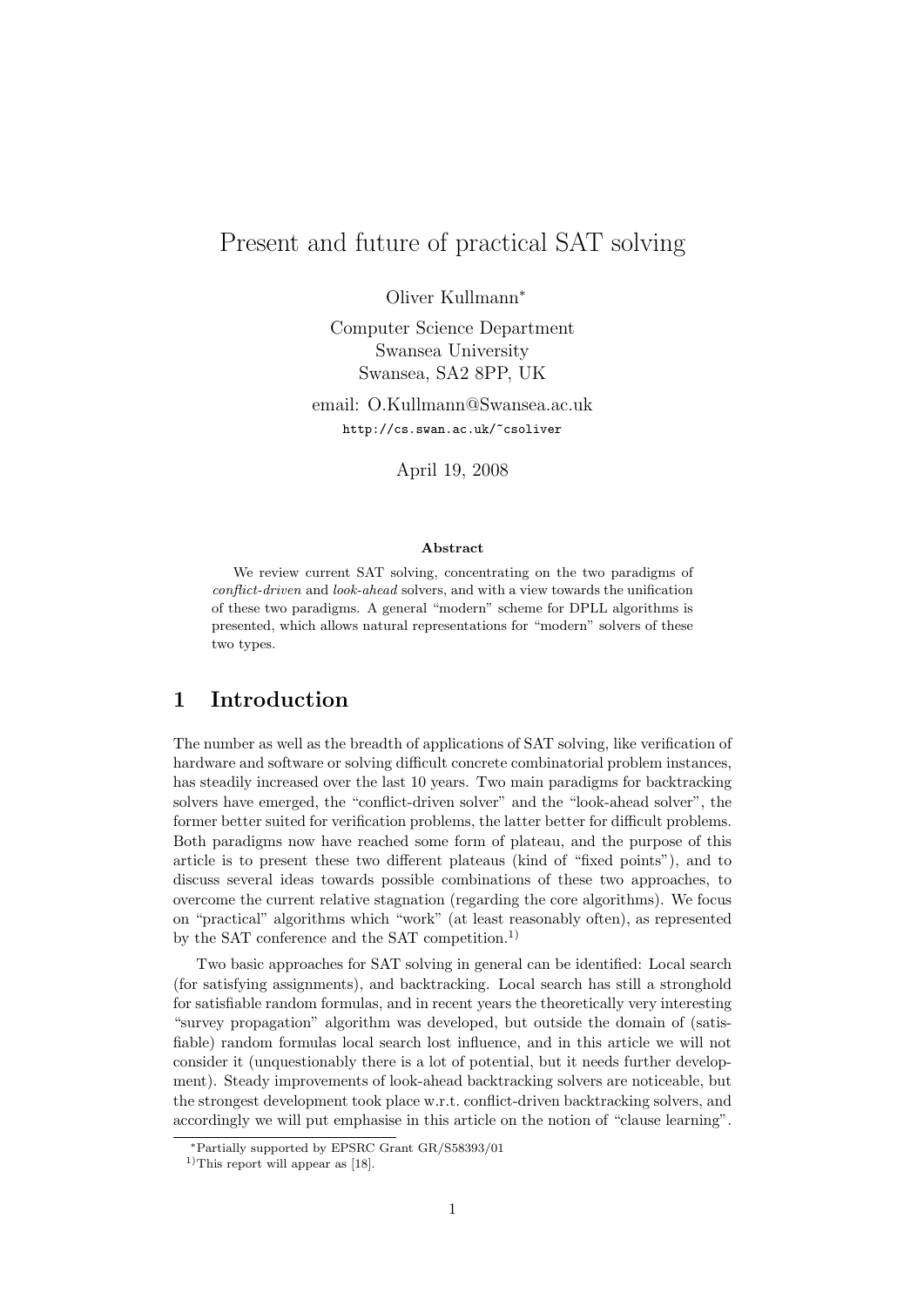# Present and future of practical SAT solving

Oliver Kullmann*

Computer Science Department
Swansea University
Swansea, SA2 8PP, UK

email: O.Kullmann@Swansea.ac.uk
http://cs.swan.ac.uk/~csoliver

April 19, 2008

**Abstract**

We review current SAT solving, concentrating on the two paradigms of *conflict-driven* and *look-ahead* solvers, and with a view towards the unification of these two paradigms. A general "modern" scheme for DPLL algorithms is presented, which allows natural representations for "modern" solvers of these two types.

## 1 Introduction

The number as well as the breadth of applications of SAT solving, like verification of hardware and software or solving difficult concrete combinatorial problem instances, has steadily increased over the last 10 years. Two main paradigms for backtracking solvers have emerged, the "conflict-driven solver" and the "look-ahead solver", the former better suited for verification problems, the latter better for difficult problems. Both paradigms now have reached some form of plateau, and the purpose of this article is to present these two different plateaus (kind of "fixed points"), and to discuss several ideas towards possible combinations of these two approaches, to overcome the current relative stagnation (regarding the core algorithms). We focus on "practical" algorithms which "work" (at least reasonably often), as represented by the SAT conference and the SAT competition.[1)]

Two basic approaches for SAT solving in general can be identified: Local search (for satisfying assignments), and backtracking. Local search has still a stronghold for satisfiable random formulas, and in recent years the theoretically very interesting "survey propagation" algorithm was developed, but outside the domain of (satisfiable) random formulas local search lost influence, and in this article we will not consider it (unquestionably there is a lot of potential, but it needs further development). Steady improvements of look-ahead backtracking solvers are noticeable, but the strongest development took place w.r.t. conflict-driven backtracking solvers, and accordingly we will put emphasise in this article on the notion of "clause learning".

*Partially supported by EPSRC Grant GR/S58393/01

[1)]This report will appear as [18].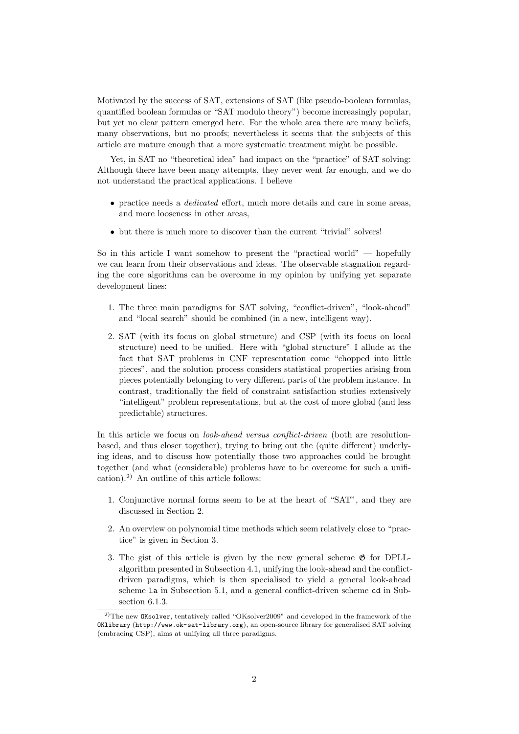Motivated by the success of SAT, extensions of SAT (like pseudo-boolean formulas, quantified boolean formulas or "SAT modulo theory") become increasingly popular, but yet no clear pattern emerged here. For the whole area there are many beliefs, many observations, but no proofs; nevertheless it seems that the subjects of this article are mature enough that a more systematic treatment might be possible.

Yet, in SAT no "theoretical idea" had impact on the "practice" of SAT solving: Although there have been many attempts, they never went far enough, and we do not understand the practical applications. I believe

- practice needs a *dedicated* effort, much more details and care in some areas, and more looseness in other areas,
- but there is much more to discover than the current "trivial" solvers!

So in this article I want somehow to present the "practical world" — hopefully we can learn from their observations and ideas. The observable stagnation regarding the core algorithms can be overcome in my opinion by unifying yet separate development lines:

1. The three main paradigms for SAT solving, "conflict-driven", "look-ahead" and "local search" should be combined (in a new, intelligent way).
2. SAT (with its focus on global structure) and CSP (with its focus on local structure) need to be unified. Here with "global structure" I allude at the fact that SAT problems in CNF representation come "chopped into little pieces", and the solution process considers statistical properties arising from pieces potentially belonging to very different parts of the problem instance. In contrast, traditionally the field of constraint satisfaction studies extensively "intelligent" problem representations, but at the cost of more global (and less predictable) structures.

In this article we focus on *look-ahead versus conflict-driven* (both are resolution-based, and thus closer together), trying to bring out the (quite different) underlying ideas, and to discuss how potentially those two approaches could be brought together (and what (considerable) problems have to be overcome for such a unification).[2)] An outline of this article follows:

1. Conjunctive normal forms seem to be at the heart of "SAT", and they are discussed in Section 2.
2. An overview on polynomial time methods which seem relatively close to "practice" is given in Section 3.
3. The gist of this article is given by the new general scheme $\mathfrak{G}$ for DPLL-algorithm presented in Subsection 4.1, unifying the look-ahead and the conflict-driven paradigms, which is then specialised to yield a general look-ahead scheme `la` in Subsection 5.1, and a general conflict-driven scheme `cd` in Subsection 6.1.3.

---

[2)] The new `OKsolver`, tentatively called "OKsolver2009" and developed in the framework of the `OKlibrary` (`http://www.ok-sat-library.org`), an open-source library for generalised SAT solving (embracing CSP), aims at unifying all three paradigms.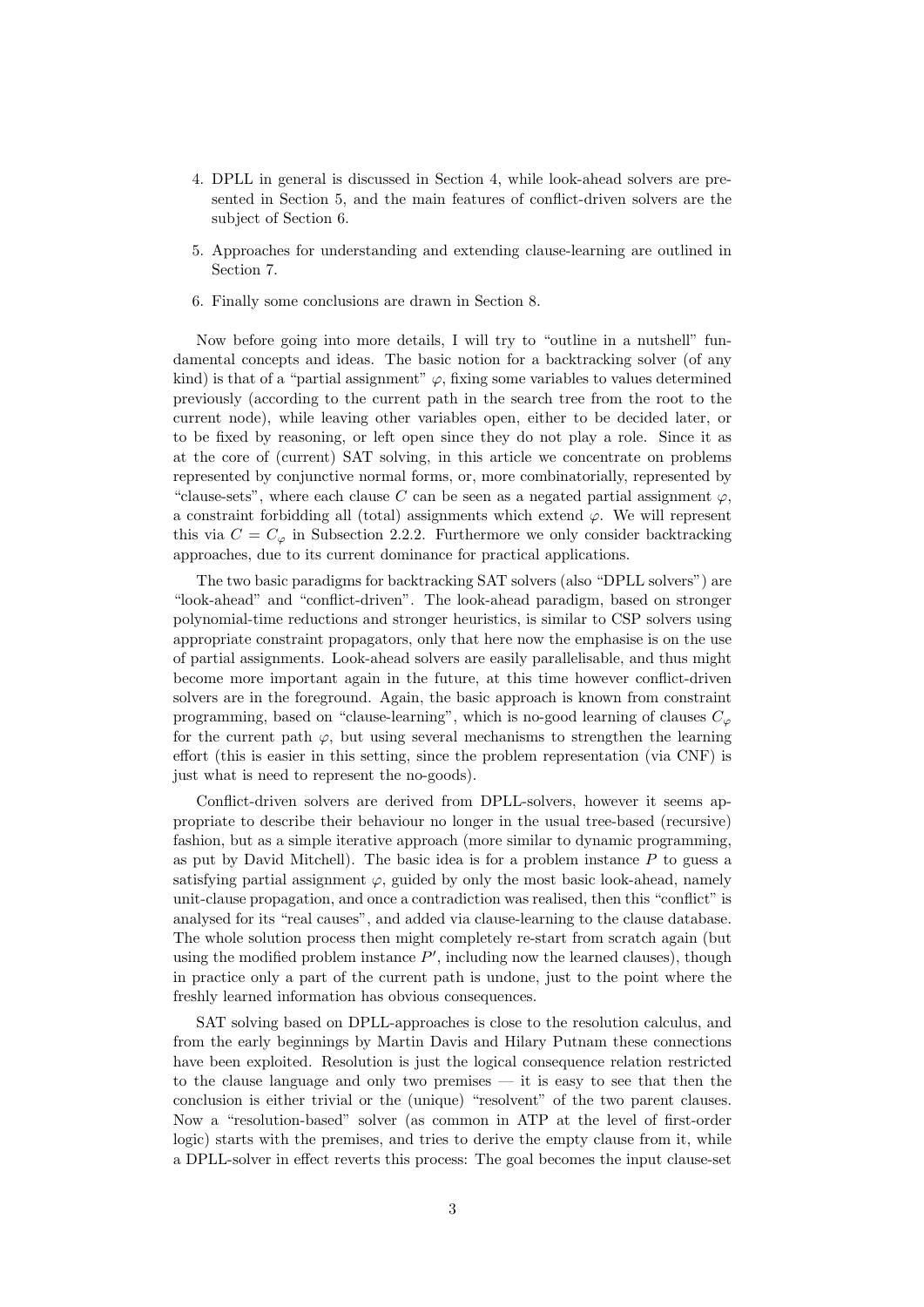4. DPLL in general is discussed in Section 4, while look-ahead solvers are presented in Section 5, and the main features of conflict-driven solvers are the subject of Section 6.

5. Approaches for understanding and extending clause-learning are outlined in Section 7.

6. Finally some conclusions are drawn in Section 8.

Now before going into more details, I will try to "outline in a nutshell" fundamental concepts and ideas. The basic notion for a backtracking solver (of any kind) is that of a "partial assignment" $\varphi$, fixing some variables to values determined previously (according to the current path in the search tree from the root to the current node), while leaving other variables open, either to be decided later, or to be fixed by reasoning, or left open since they do not play a role. Since it as at the core of (current) SAT solving, in this article we concentrate on problems represented by conjunctive normal forms, or, more combinatorially, represented by "clause-sets", where each clause $C$ can be seen as a negated partial assignment $\varphi$, a constraint forbidding all (total) assignments which extend $\varphi$. We will represent this via $C = C_\varphi$ in Subsection 2.2.2. Furthermore we only consider backtracking approaches, due to its current dominance for practical applications.

The two basic paradigms for backtracking SAT solvers (also "DPLL solvers") are "look-ahead" and "conflict-driven". The look-ahead paradigm, based on stronger polynomial-time reductions and stronger heuristics, is similar to CSP solvers using appropriate constraint propagators, only that here now the emphasise is on the use of partial assignments. Look-ahead solvers are easily parallelisable, and thus might become more important again in the future, at this time however conflict-driven solvers are in the foreground. Again, the basic approach is known from constraint programming, based on "clause-learning", which is no-good learning of clauses $C_\varphi$ for the current path $\varphi$, but using several mechanisms to strengthen the learning effort (this is easier in this setting, since the problem representation (via CNF) is just what is need to represent the no-goods).

Conflict-driven solvers are derived from DPLL-solvers, however it seems appropriate to describe their behaviour no longer in the usual tree-based (recursive) fashion, but as a simple iterative approach (more similar to dynamic programming, as put by David Mitchell). The basic idea is for a problem instance $P$ to guess a satisfying partial assignment $\varphi$, guided by only the most basic look-ahead, namely unit-clause propagation, and once a contradiction was realised, then this "conflict" is analysed for its "real causes", and added via clause-learning to the clause database. The whole solution process then might completely re-start from scratch again (but using the modified problem instance $P'$, including now the learned clauses), though in practice only a part of the current path is undone, just to the point where the freshly learned information has obvious consequences.

SAT solving based on DPLL-approaches is close to the resolution calculus, and from the early beginnings by Martin Davis and Hilary Putnam these connections have been exploited. Resolution is just the logical consequence relation restricted to the clause language and only two premises — it is easy to see that then the conclusion is either trivial or the (unique) "resolvent" of the two parent clauses. Now a "resolution-based" solver (as common in ATP at the level of first-order logic) starts with the premises, and tries to derive the empty clause from it, while a DPLL-solver in effect reverts this process: The goal becomes the input clause-set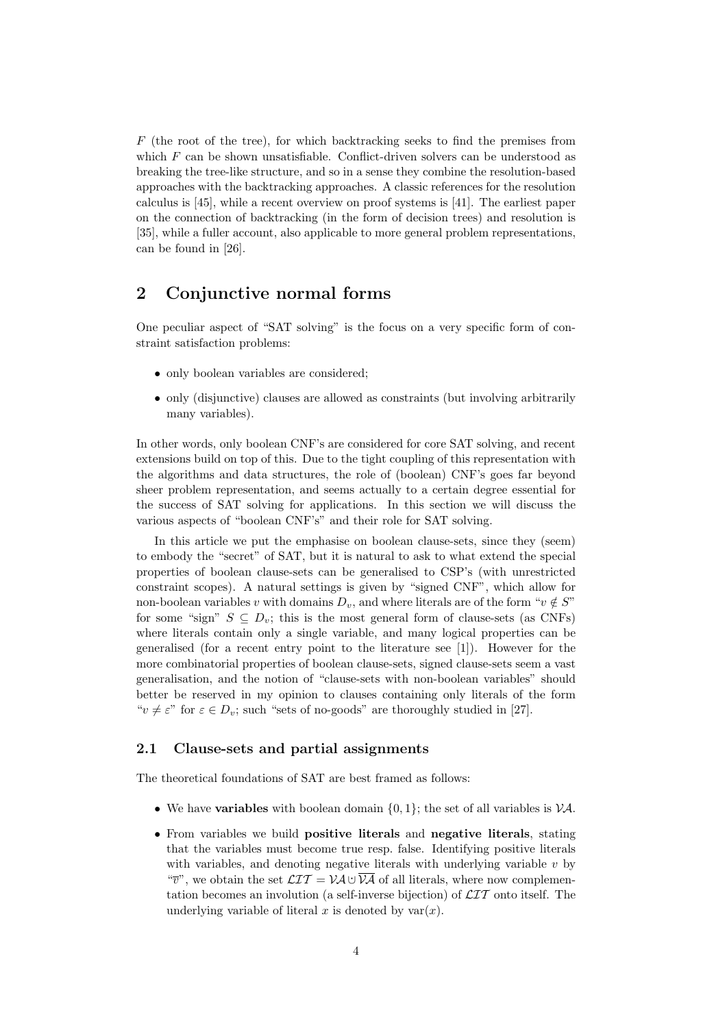$F$ (the root of the tree), for which backtracking seeks to find the premises from which $F$ can be shown unsatisfiable. Conflict-driven solvers can be understood as breaking the tree-like structure, and so in a sense they combine the resolution-based approaches with the backtracking approaches. A classic references for the resolution calculus is [45], while a recent overview on proof systems is [41]. The earliest paper on the connection of backtracking (in the form of decision trees) and resolution is [35], while a fuller account, also applicable to more general problem representations, can be found in [26].

## 2 Conjunctive normal forms

One peculiar aspect of "SAT solving" is the focus on a very specific form of constraint satisfaction problems:

- only boolean variables are considered;
- only (disjunctive) clauses are allowed as constraints (but involving arbitrarily many variables).

In other words, only boolean CNF's are considered for core SAT solving, and recent extensions build on top of this. Due to the tight coupling of this representation with the algorithms and data structures, the role of (boolean) CNF's goes far beyond sheer problem representation, and seems actually to a certain degree essential for the success of SAT solving for applications. In this section we will discuss the various aspects of "boolean CNF's" and their role for SAT solving.

In this article we put the emphasise on boolean clause-sets, since they (seem) to embody the "secret" of SAT, but it is natural to ask to what extend the special properties of boolean clause-sets can be generalised to CSP's (with unrestricted constraint scopes). A natural settings is given by "signed CNF", which allow for non-boolean variables $v$ with domains $D_v$, and where literals are of the form "$v \notin S$" for some "sign" $S \subseteq D_v$; this is the most general form of clause-sets (as CNFs) where literals contain only a single variable, and many logical properties can be generalised (for a recent entry point to the literature see [1]). However for the more combinatorial properties of boolean clause-sets, signed clause-sets seem a vast generalisation, and the notion of "clause-sets with non-boolean variables" should better be reserved in my opinion to clauses containing only literals of the form "$v \neq \varepsilon$" for $\varepsilon \in D_v$; such "sets of no-goods" are thoroughly studied in [27].

### 2.1 Clause-sets and partial assignments

The theoretical foundations of SAT are best framed as follows:

- We have **variables** with boolean domain $\{0, 1\}$; the set of all variables is $\mathcal{VA}$.
- From variables we build **positive literals** and **negative literals**, stating that the variables must become true resp. false. Identifying positive literals with variables, and denoting negative literals with underlying variable $v$ by "$\overline{v}$", we obtain the set $\mathcal{LIT} = \mathcal{VA} \cup \overline{\mathcal{VA}}$ of all literals, where now complementation becomes an involution (a self-inverse bijection) of $\mathcal{LIT}$ onto itself. The underlying variable of literal $x$ is denoted by $\operatorname{var}(x)$.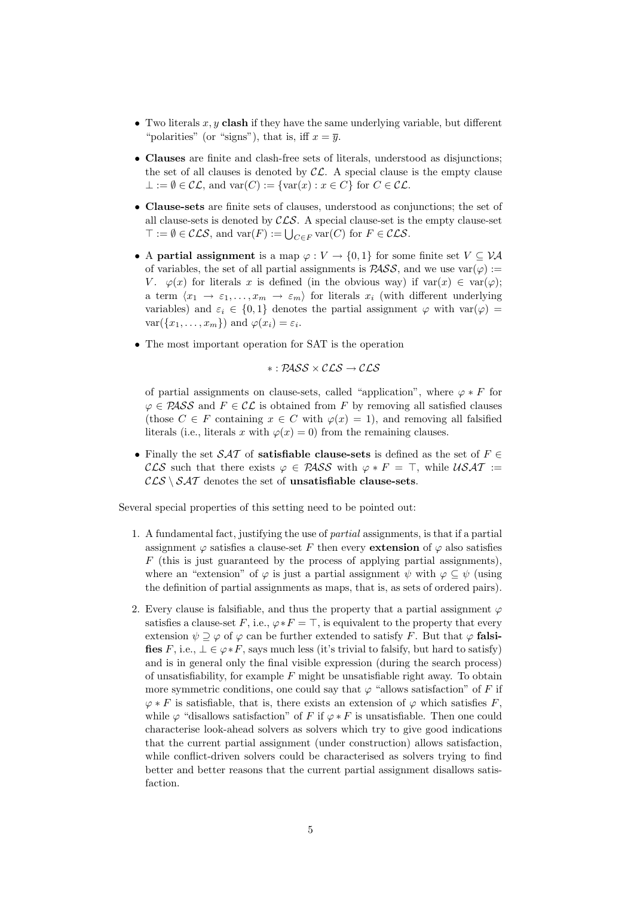- Two literals $x, y$ **clash** if they have the same underlying variable, but different "polarities" (or "signs"), that is, iff $x = \overline{y}$.
- **Clauses** are finite and clash-free sets of literals, understood as disjunctions; the set of all clauses is denoted by $\mathcal{CL}$. A special clause is the empty clause $\bot := \emptyset \in \mathcal{CL}$, and $\mathrm{var}(C) := \{\mathrm{var}(x) : x \in C\}$ for $C \in \mathcal{CL}$.
- **Clause-sets** are finite sets of clauses, understood as conjunctions; the set of all clause-sets is denoted by $\mathcal{CLS}$. A special clause-set is the empty clause-set $\top := \emptyset \in \mathcal{CLS}$, and $\mathrm{var}(F) := \bigcup_{C \in F} \mathrm{var}(C)$ for $F \in \mathcal{CLS}$.
- A **partial assignment** is a map $\varphi : V \to \{0, 1\}$ for some finite set $V \subseteq \mathcal{VA}$ of variables, the set of all partial assignments is $\mathcal{PASS}$, and we use $\mathrm{var}(\varphi) := V$. $\varphi(x)$ for literals $x$ is defined (in the obvious way) if $\mathrm{var}(x) \in \mathrm{var}(\varphi)$; a term $\langle x_1 \to \varepsilon_1, \ldots, x_m \to \varepsilon_m \rangle$ for literals $x_i$ (with different underlying variables) and $\varepsilon_i \in \{0, 1\}$ denotes the partial assignment $\varphi$ with $\mathrm{var}(\varphi) = \mathrm{var}(\{x_1, \ldots, x_m\})$ and $\varphi(x_i) = \varepsilon_i$.
- The most important operation for SAT is the operation

$$* : \mathcal{PASS} \times \mathcal{CLS} \to \mathcal{CLS}$$

of partial assignments on clause-sets, called "application", where $\varphi * F$ for $\varphi \in \mathcal{PASS}$ and $F \in \mathcal{CL}$ is obtained from $F$ by removing all satisfied clauses (those $C \in F$ containing $x \in C$ with $\varphi(x) = 1$), and removing all falsified literals (i.e., literals $x$ with $\varphi(x) = 0$) from the remaining clauses.

- Finally the set $\mathcal{SAT}$ of **satisfiable clause-sets** is defined as the set of $F \in \mathcal{CLS}$ such that there exists $\varphi \in \mathcal{PASS}$ with $\varphi * F = \top$, while $\mathcal{USAT} := \mathcal{CLS} \setminus \mathcal{SAT}$ denotes the set of **unsatisfiable clause-sets**.

Several special properties of this setting need to be pointed out:

1. A fundamental fact, justifying the use of *partial* assignments, is that if a partial assignment $\varphi$ satisfies a clause-set $F$ then every **extension** of $\varphi$ also satisfies $F$ (this is just guaranteed by the process of applying partial assignments), where an "extension" of $\varphi$ is just a partial assignment $\psi$ with $\varphi \subseteq \psi$ (using the definition of partial assignments as maps, that is, as sets of ordered pairs).
2. Every clause is falsifiable, and thus the property that a partial assignment $\varphi$ satisfies a clause-set $F$, i.e., $\varphi * F = \top$, is equivalent to the property that every extension $\psi \supseteq \varphi$ of $\varphi$ can be further extended to satisfy $F$. But that $\varphi$ **falsifies** $F$, i.e., $\bot \in \varphi * F$, says much less (it's trivial to falsify, but hard to satisfy) and is in general only the final visible expression (during the search process) of unsatisfiability, for example $F$ might be unsatisfiable right away. To obtain more symmetric conditions, one could say that $\varphi$ "allows satisfaction" of $F$ if $\varphi * F$ is satisfiable, that is, there exists an extension of $\varphi$ which satisfies $F$, while $\varphi$ "disallows satisfaction" of $F$ if $\varphi * F$ is unsatisfiable. Then one could characterise look-ahead solvers as solvers which try to give good indications that the current partial assignment (under construction) allows satisfaction, while conflict-driven solvers could be characterised as solvers trying to find better and better reasons that the current partial assignment disallows satisfaction.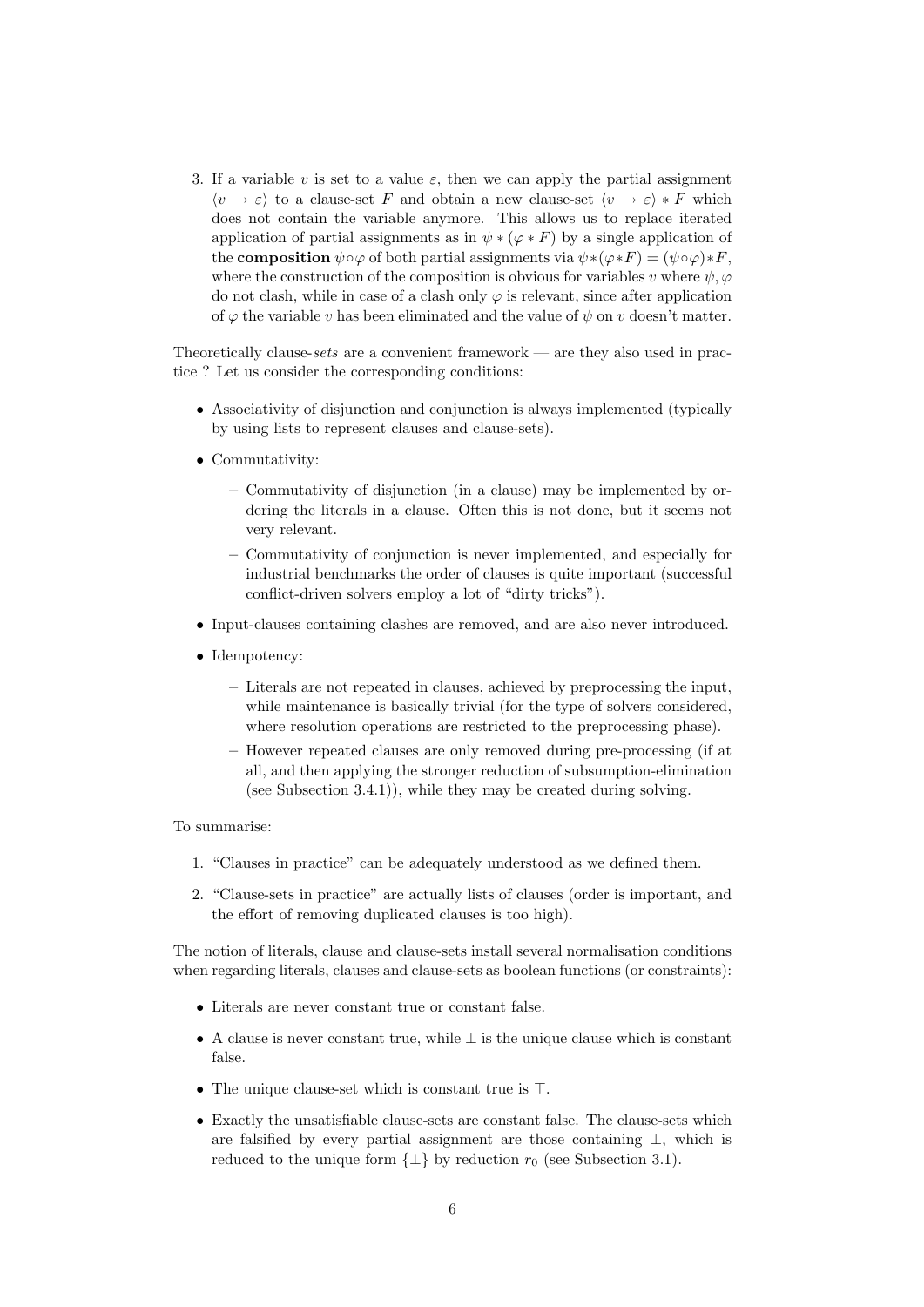3. If a variable $v$ is set to a value $\varepsilon$, then we can apply the partial assignment $\langle v \to \varepsilon \rangle$ to a clause-set $F$ and obtain a new clause-set $\langle v \to \varepsilon \rangle * F$ which does not contain the variable anymore. This allows us to replace iterated application of partial assignments as in $\psi * (\varphi * F)$ by a single application of the **composition** $\psi \circ \varphi$ of both partial assignments via $\psi * (\varphi * F) = (\psi \circ \varphi) * F$, where the construction of the composition is obvious for variables $v$ where $\psi, \varphi$ do not clash, while in case of a clash only $\varphi$ is relevant, since after application of $\varphi$ the variable $v$ has been eliminated and the value of $\psi$ on $v$ doesn't matter.

Theoretically clause-*sets* are a convenient framework — are they also used in practice ? Let us consider the corresponding conditions:

- Associativity of disjunction and conjunction is always implemented (typically by using lists to represent clauses and clause-sets).
- Commutativity:
  - Commutativity of disjunction (in a clause) may be implemented by ordering the literals in a clause. Often this is not done, but it seems not very relevant.
  - Commutativity of conjunction is never implemented, and especially for industrial benchmarks the order of clauses is quite important (successful conflict-driven solvers employ a lot of "dirty tricks").
- Input-clauses containing clashes are removed, and are also never introduced.
- Idempotency:
  - Literals are not repeated in clauses, achieved by preprocessing the input, while maintenance is basically trivial (for the type of solvers considered, where resolution operations are restricted to the preprocessing phase).
  - However repeated clauses are only removed during pre-processing (if at all, and then applying the stronger reduction of subsumption-elimination (see Subsection 3.4.1)), while they may be created during solving.

To summarise:

1. "Clauses in practice" can be adequately understood as we defined them.
2. "Clause-sets in practice" are actually lists of clauses (order is important, and the effort of removing duplicated clauses is too high).

The notion of literals, clause and clause-sets install several normalisation conditions when regarding literals, clauses and clause-sets as boolean functions (or constraints):

- Literals are never constant true or constant false.
- A clause is never constant true, while $\bot$ is the unique clause which is constant false.
- The unique clause-set which is constant true is $\top$.
- Exactly the unsatisfiable clause-sets are constant false. The clause-sets which are falsified by every partial assignment are those containing $\bot$, which is reduced to the unique form $\{\bot\}$ by reduction $r_0$ (see Subsection 3.1).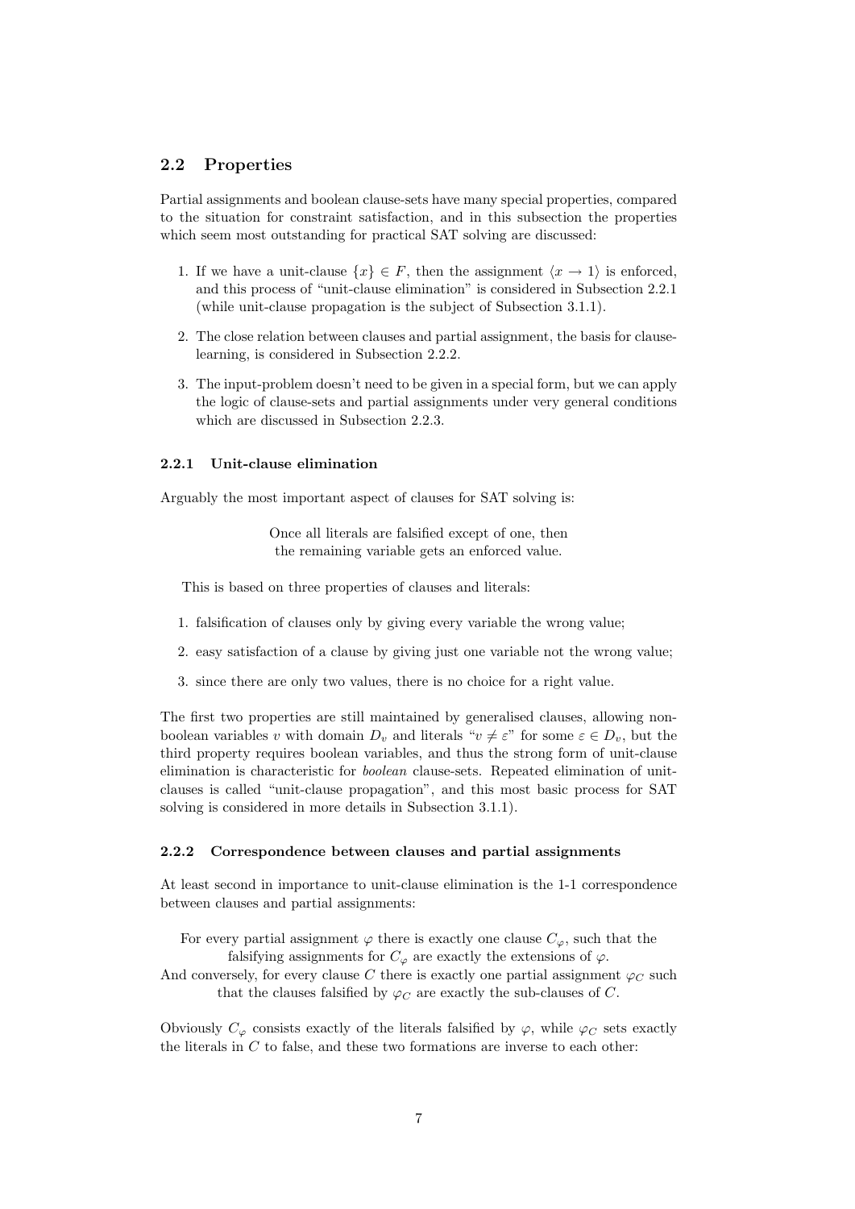## 2.2 Properties

Partial assignments and boolean clause-sets have many special properties, compared to the situation for constraint satisfaction, and in this subsection the properties which seem most outstanding for practical SAT solving are discussed:

1. If we have a unit-clause $\{x\} \in F$, then the assignment $\langle x \to 1 \rangle$ is enforced, and this process of "unit-clause elimination" is considered in Subsection 2.2.1 (while unit-clause propagation is the subject of Subsection 3.1.1).
2. The close relation between clauses and partial assignment, the basis for clause-learning, is considered in Subsection 2.2.2.
3. The input-problem doesn't need to be given in a special form, but we can apply the logic of clause-sets and partial assignments under very general conditions which are discussed in Subsection 2.2.3.

### 2.2.1 Unit-clause elimination

Arguably the most important aspect of clauses for SAT solving is:

Once all literals are falsified except of one, then the remaining variable gets an enforced value.

This is based on three properties of clauses and literals:

1. falsification of clauses only by giving every variable the wrong value;
2. easy satisfaction of a clause by giving just one variable not the wrong value;
3. since there are only two values, there is no choice for a right value.

The first two properties are still maintained by generalised clauses, allowing non-boolean variables $v$ with domain $D_v$ and literals "$v \neq \varepsilon$" for some $\varepsilon \in D_v$, but the third property requires boolean variables, and thus the strong form of unit-clause elimination is characteristic for *boolean* clause-sets. Repeated elimination of unit-clauses is called "unit-clause propagation", and this most basic process for SAT solving is considered in more details in Subsection 3.1.1).

### 2.2.2 Correspondence between clauses and partial assignments

At least second in importance to unit-clause elimination is the 1-1 correspondence between clauses and partial assignments:

For every partial assignment $\varphi$ there is exactly one clause $C_\varphi$, such that the falsifying assignments for $C_\varphi$ are exactly the extensions of $\varphi$.
And conversely, for every clause $C$ there is exactly one partial assignment $\varphi_C$ such that the clauses falsified by $\varphi_C$ are exactly the sub-clauses of $C$.

Obviously $C_\varphi$ consists exactly of the literals falsified by $\varphi$, while $\varphi_C$ sets exactly the literals in $C$ to false, and these two formations are inverse to each other: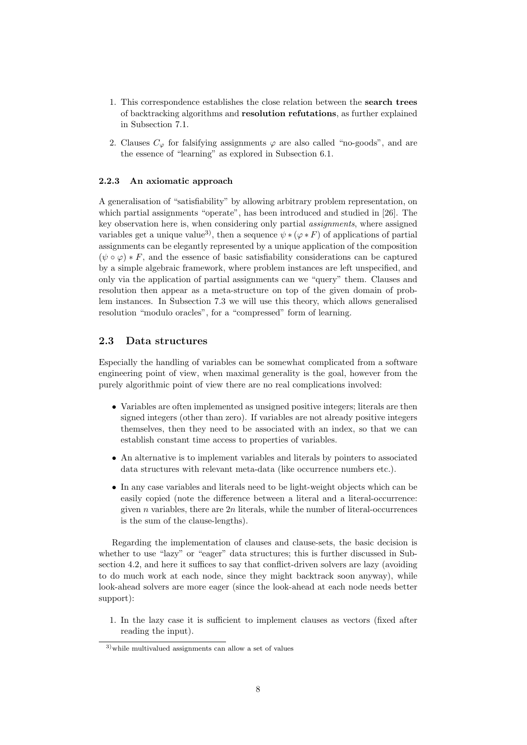1. This correspondence establishes the close relation between the **search trees** of backtracking algorithms and **resolution refutations**, as further explained in Subsection 7.1.

2. Clauses $C_\varphi$ for falsifying assignments $\varphi$ are also called "no-goods", and are the essence of "learning" as explored in Subsection 6.1.

#### 2.2.3 An axiomatic approach

A generalisation of "satisfiability" by allowing arbitrary problem representation, on which partial assignments "operate", has been introduced and studied in [26]. The key observation here is, when considering only partial *assignments*, where assigned variables get a unique value[3)], then a sequence $\psi * (\varphi * F)$ of applications of partial assignments can be elegantly represented by a unique application of the composition $(\psi \circ \varphi) * F$, and the essence of basic satisfiability considerations can be captured by a simple algebraic framework, where problem instances are left unspecified, and only via the application of partial assignments can we "query" them. Clauses and resolution then appear as a meta-structure on top of the given domain of problem instances. In Subsection 7.3 we will use this theory, which allows generalised resolution "modulo oracles", for a "compressed" form of learning.

### 2.3 Data structures

Especially the handling of variables can be somewhat complicated from a software engineering point of view, when maximal generality is the goal, however from the purely algorithmic point of view there are no real complications involved:

- Variables are often implemented as unsigned positive integers; literals are then signed integers (other than zero). If variables are not already positive integers themselves, then they need to be associated with an index, so that we can establish constant time access to properties of variables.
- An alternative is to implement variables and literals by pointers to associated data structures with relevant meta-data (like occurrence numbers etc.).
- In any case variables and literals need to be light-weight objects which can be easily copied (note the difference between a literal and a literal-occurrence: given $n$ variables, there are $2n$ literals, while the number of literal-occurrences is the sum of the clause-lengths).

Regarding the implementation of clauses and clause-sets, the basic decision is whether to use "lazy" or "eager" data structures; this is further discussed in Subsection 4.2, and here it suffices to say that conflict-driven solvers are lazy (avoiding to do much work at each node, since they might backtrack soon anyway), while look-ahead solvers are more eager (since the look-ahead at each node needs better support):

1. In the lazy case it is sufficient to implement clauses as vectors (fixed after reading the input).

[3)] while multivalued assignments can allow a set of values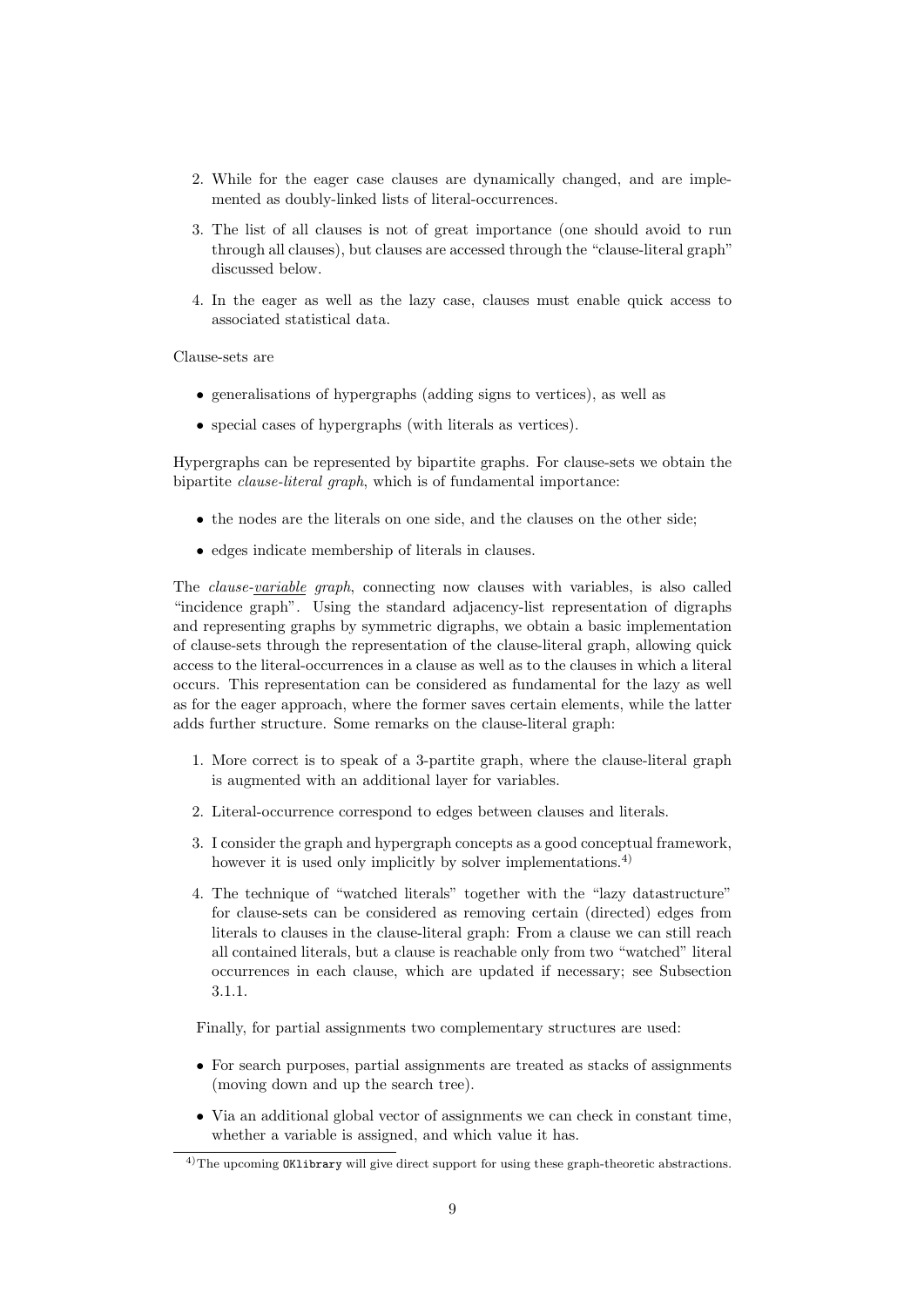2. While for the eager case clauses are dynamically changed, and are implemented as doubly-linked lists of literal-occurrences.

3. The list of all clauses is not of great importance (one should avoid to run through all clauses), but clauses are accessed through the "clause-literal graph" discussed below.

4. In the eager as well as the lazy case, clauses must enable quick access to associated statistical data.

Clause-sets are

- generalisations of hypergraphs (adding signs to vertices), as well as
- special cases of hypergraphs (with literals as vertices).

Hypergraphs can be represented by bipartite graphs. For clause-sets we obtain the bipartite *clause-literal graph*, which is of fundamental importance:

- the nodes are the literals on one side, and the clauses on the other side;
- edges indicate membership of literals in clauses.

The *clause-<u>variable</u> graph*, connecting now clauses with variables, is also called "incidence graph". Using the standard adjacency-list representation of digraphs and representing graphs by symmetric digraphs, we obtain a basic implementation of clause-sets through the representation of the clause-literal graph, allowing quick access to the literal-occurrences in a clause as well as to the clauses in which a literal occurs. This representation can be considered as fundamental for the lazy as well as for the eager approach, where the former saves certain elements, while the latter adds further structure. Some remarks on the clause-literal graph:

1. More correct is to speak of a 3-partite graph, where the clause-literal graph is augmented with an additional layer for variables.

2. Literal-occurrence correspond to edges between clauses and literals.

3. I consider the graph and hypergraph concepts as a good conceptual framework, however it is used only implicitly by solver implementations.[4)]

4. The technique of "watched literals" together with the "lazy datastructure" for clause-sets can be considered as removing certain (directed) edges from literals to clauses in the clause-literal graph: From a clause we can still reach all contained literals, but a clause is reachable only from two "watched" literal occurrences in each clause, which are updated if necessary; see Subsection 3.1.1.

Finally, for partial assignments two complementary structures are used:

- For search purposes, partial assignments are treated as stacks of assignments (moving down and up the search tree).
- Via an additional global vector of assignments we can check in constant time, whether a variable is assigned, and which value it has.

[4)] The upcoming `OKlibrary` will give direct support for using these graph-theoretic abstractions.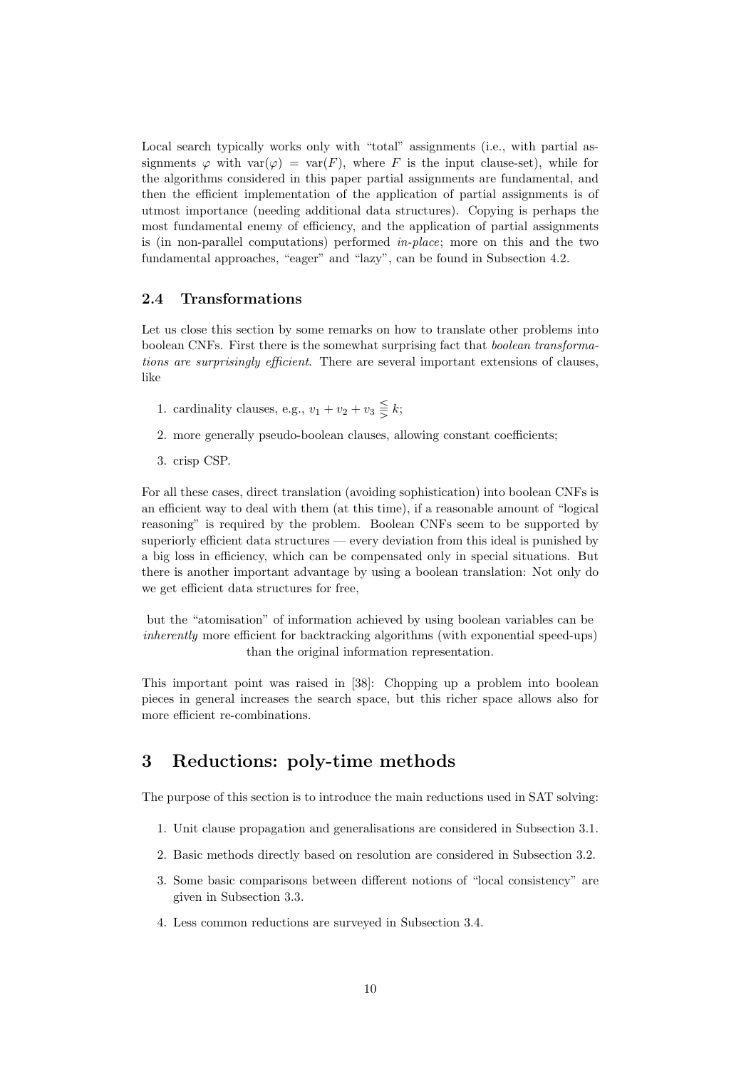Local search typically works only with "total" assignments (i.e., with partial assignments $\varphi$ with $\operatorname{var}(\varphi) = \operatorname{var}(F)$, where $F$ is the input clause-set), while for the algorithms considered in this paper partial assignments are fundamental, and then the efficient implementation of the application of partial assignments is of utmost importance (needing additional data structures). Copying is perhaps the most fundamental enemy of efficiency, and the application of partial assignments is (in non-parallel computations) performed *in-place*; more on this and the two fundamental approaches, "eager" and "lazy", can be found in Subsection 4.2.

### 2.4 Transformations

Let us close this section by some remarks on how to translate other problems into boolean CNFs. First there is the somewhat surprising fact that *boolean transformations are surprisingly efficient*. There are several important extensions of clauses, like

1. cardinality clauses, e.g., $v_1 + v_2 + v_3 \lesseqqgtr k$;
2. more generally pseudo-boolean clauses, allowing constant coefficients;
3. crisp CSP.

For all these cases, direct translation (avoiding sophistication) into boolean CNFs is an efficient way to deal with them (at this time), if a reasonable amount of "logical reasoning" is required by the problem. Boolean CNFs seem to be supported by superiorly efficient data structures — every deviation from this ideal is punished by a big loss in efficiency, which can be compensated only in special situations. But there is another important advantage by using a boolean translation: Not only do we get efficient data structures for free,

but the "atomisation" of information achieved by using boolean variables can be *inherently* more efficient for backtracking algorithms (with exponential speed-ups) than the original information representation.

This important point was raised in [38]: Chopping up a problem into boolean pieces in general increases the search space, but this richer space allows also for more efficient re-combinations.

## 3 Reductions: poly-time methods

The purpose of this section is to introduce the main reductions used in SAT solving:

1. Unit clause propagation and generalisations are considered in Subsection 3.1.
2. Basic methods directly based on resolution are considered in Subsection 3.2.
3. Some basic comparisons between different notions of "local consistency" are given in Subsection 3.3.
4. Less common reductions are surveyed in Subsection 3.4.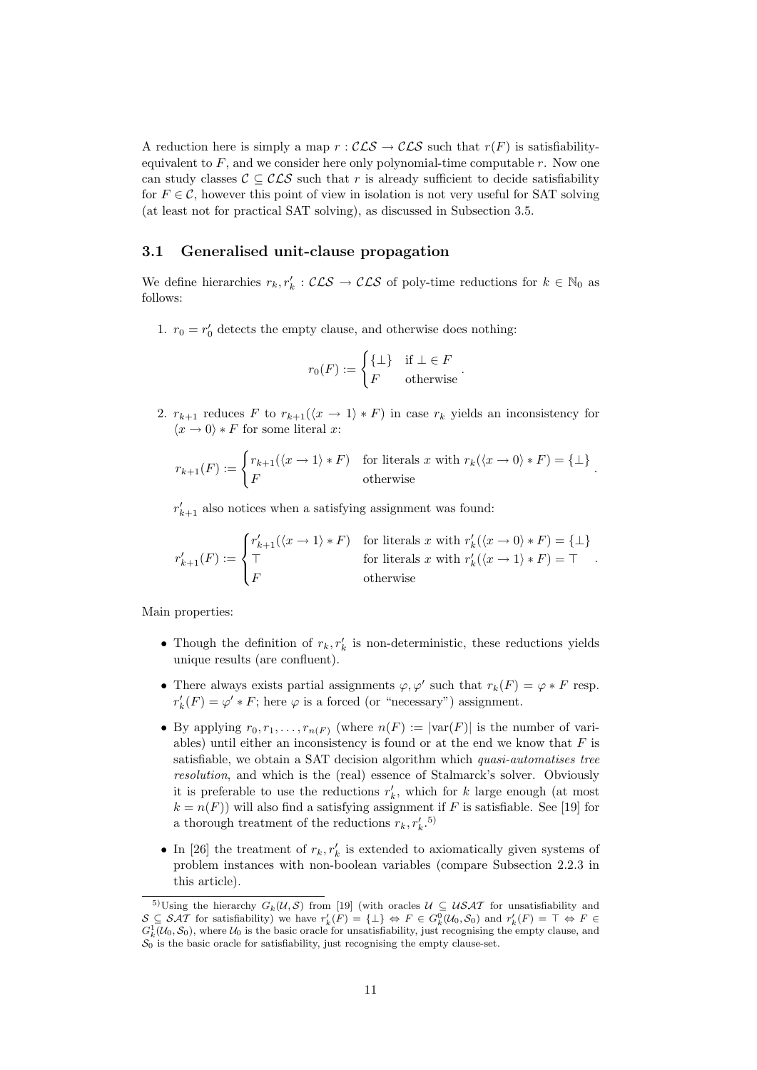A reduction here is simply a map $r : \mathcal{CLS} \to \mathcal{CLS}$ such that $r(F)$ is satisfiability-equivalent to $F$, and we consider here only polynomial-time computable $r$. Now one can study classes $\mathcal{C} \subseteq \mathcal{CLS}$ such that $r$ is already sufficient to decide satisfiability for $F \in \mathcal{C}$, however this point of view in isolation is not very useful for SAT solving (at least not for practical SAT solving), as discussed in Subsection 3.5.

### 3.1 Generalised unit-clause propagation

We define hierarchies $r_k, r'_k : \mathcal{CLS} \to \mathcal{CLS}$ of poly-time reductions for $k \in \mathbb{N}_0$ as follows:

1. $r_0 = r'_0$ detects the empty clause, and otherwise does nothing:

$$r_0(F) := \begin{cases} \{\bot\} & \text{if } \bot \in F \\ F & \text{otherwise} \end{cases}.$$

2. $r_{k+1}$ reduces $F$ to $r_{k+1}(\langle x \to 1\rangle * F)$ in case $r_k$ yields an inconsistency for $\langle x \to 0\rangle * F$ for some literal $x$:

$$r_{k+1}(F) := \begin{cases} r_{k+1}(\langle x \to 1\rangle * F) & \text{for literals } x \text{ with } r_k(\langle x \to 0\rangle * F) = \{\bot\} \\ F & \text{otherwise} \end{cases}.$$

$r'_{k+1}$ also notices when a satisfying assignment was found:

$$r'_{k+1}(F) := \begin{cases} r'_{k+1}(\langle x \to 1\rangle * F) & \text{for literals } x \text{ with } r'_k(\langle x \to 0\rangle * F) = \{\bot\} \\ \top & \text{for literals } x \text{ with } r'_k(\langle x \to 1\rangle * F) = \top \\ F & \text{otherwise} \end{cases}.$$

Main properties:

- Though the definition of $r_k, r'_k$ is non-deterministic, these reductions yields unique results (are confluent).
- There always exists partial assignments $\varphi, \varphi'$ such that $r_k(F) = \varphi * F$ resp. $r'_k(F) = \varphi' * F$; here $\varphi$ is a forced (or "necessary") assignment.
- By applying $r_0, r_1, \dots, r_{n(F)}$ (where $n(F) := |\mathrm{var}(F)|$ is the number of variables) until either an inconsistency is found or at the end we know that $F$ is satisfiable, we obtain a SAT decision algorithm which *quasi-automatises tree resolution*, and which is the (real) essence of Stalmarck's solver. Obviously it is preferable to use the reductions $r'_k$, which for $k$ large enough (at most $k = n(F)$) will also find a satisfying assignment if $F$ is satisfiable. See [19] for a thorough treatment of the reductions $r_k, r'_k$.[5)]
- In [26] the treatment of $r_k, r'_k$ is extended to axiomatically given systems of problem instances with non-boolean variables (compare Subsection 2.2.3 in this article).

[5)] Using the hierarchy $G_k(\mathcal{U}, \mathcal{S})$ from [19] (with oracles $\mathcal{U} \subseteq \mathcal{USAT}$ for unsatisfiability and $\mathcal{S} \subseteq \mathcal{SAT}$ for satisfiability) we have $r'_k(F) = \{\bot\} \Leftrightarrow F \in G^0_k(\mathcal{U}_0, \mathcal{S}_0)$ and $r'_k(F) = \top \Leftrightarrow F \in G^1_k(\mathcal{U}_0, \mathcal{S}_0)$, where $\mathcal{U}_0$ is the basic oracle for unsatisfiability, just recognising the empty clause, and $\mathcal{S}_0$ is the basic oracle for satisfiability, just recognising the empty clause-set.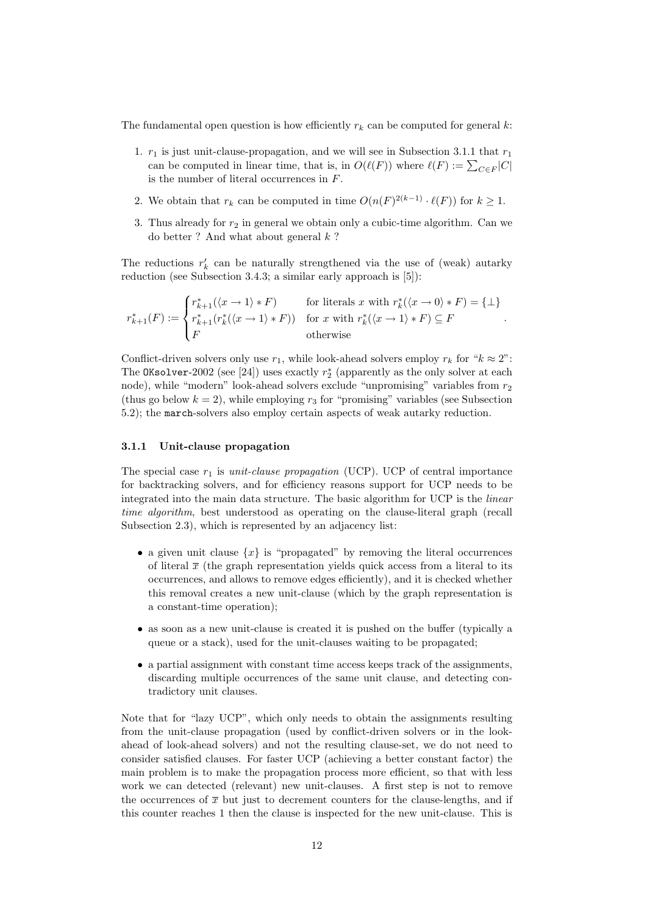The fundamental open question is how efficiently $r_k$ can be computed for general $k$:

1. $r_1$ is just unit-clause-propagation, and we will see in Subsection 3.1.1 that $r_1$ can be computed in linear time, that is, in $O(\ell(F))$ where $\ell(F) := \sum_{C \in F} |C|$ is the number of literal occurrences in $F$.
2. We obtain that $r_k$ can be computed in time $O(n(F)^{2(k-1)} \cdot \ell(F))$ for $k \geq 1$.
3. Thus already for $r_2$ in general we obtain only a cubic-time algorithm. Can we do better ? And what about general $k$ ?

The reductions $r'_k$ can be naturally strengthened via the use of (weak) autarky reduction (see Subsection 3.4.3; a similar early approach is [5]):

$$r^*_{k+1}(F) := \begin{cases} r^*_{k+1}(\langle x \to 1 \rangle * F) & \text{for literals } x \text{ with } r^*_k(\langle x \to 0 \rangle * F) = \{\bot\} \\ r^*_{k+1}(r^*_k(\langle x \to 1 \rangle * F)) & \text{for } x \text{ with } r^*_k(\langle x \to 1 \rangle * F) \subseteq F \\ F & \text{otherwise} \end{cases}.$$

Conflict-driven solvers only use $r_1$, while look-ahead solvers employ $r_k$ for "$k \approx 2$": The `OKsolver`-2002 (see [24]) uses exactly $r^*_2$ (apparently as the only solver at each node), while "modern" look-ahead solvers exclude "unpromising" variables from $r_2$ (thus go below $k = 2$), while employing $r_3$ for "promising" variables (see Subsection 5.2); the `march`-solvers also employ certain aspects of weak autarky reduction.

### 3.1.1 Unit-clause propagation

The special case $r_1$ is *unit-clause propagation* (UCP). UCP of central importance for backtracking solvers, and for efficiency reasons support for UCP needs to be integrated into the main data structure. The basic algorithm for UCP is the *linear time algorithm*, best understood as operating on the clause-literal graph (recall Subsection 2.3), which is represented by an adjacency list:

- a given unit clause $\{x\}$ is "propagated" by removing the literal occurrences of literal $\overline{x}$ (the graph representation yields quick access from a literal to its occurrences, and allows to remove edges efficiently), and it is checked whether this removal creates a new unit-clause (which by the graph representation is a constant-time operation);
- as soon as a new unit-clause is created it is pushed on the buffer (typically a queue or a stack), used for the unit-clauses waiting to be propagated;
- a partial assignment with constant time access keeps track of the assignments, discarding multiple occurrences of the same unit clause, and detecting contradictory unit clauses.

Note that for "lazy UCP", which only needs to obtain the assignments resulting from the unit-clause propagation (used by conflict-driven solvers or in the look-ahead of look-ahead solvers) and not the resulting clause-set, we do not need to consider satisfied clauses. For faster UCP (achieving a better constant factor) the main problem is to make the propagation process more efficient, so that with less work we can detected (relevant) new unit-clauses. A first step is not to remove the occurrences of $\overline{x}$ but just to decrement counters for the clause-lengths, and if this counter reaches 1 then the clause is inspected for the new unit-clause. This is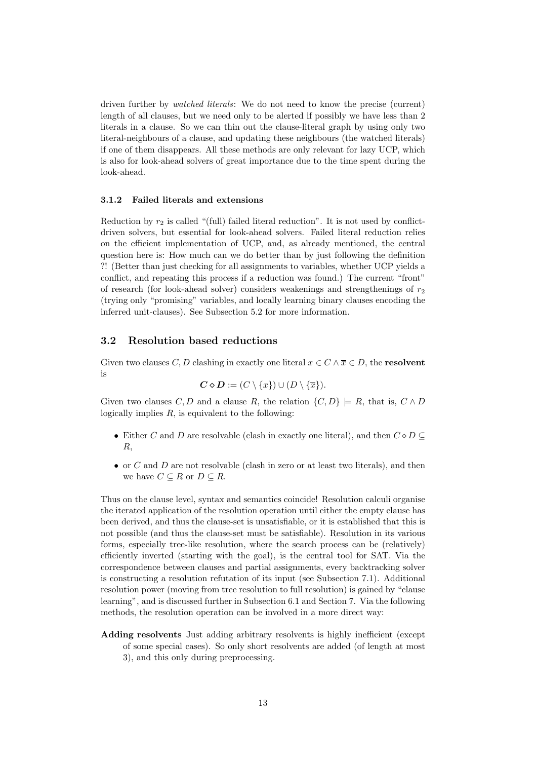driven further by *watched literals*: We do not need to know the precise (current) length of all clauses, but we need only to be alerted if possibly we have less than 2 literals in a clause. So we can thin out the clause-literal graph by using only two literal-neighbours of a clause, and updating these neighbours (the watched literals) if one of them disappears. All these methods are only relevant for lazy UCP, which is also for look-ahead solvers of great importance due to the time spent during the look-ahead.

#### 3.1.2 Failed literals and extensions

Reduction by $r_2$ is called "(full) failed literal reduction". It is not used by conflict-driven solvers, but essential for look-ahead solvers. Failed literal reduction relies on the efficient implementation of UCP, and, as already mentioned, the central question here is: How much can we do better than by just following the definition ?! (Better than just checking for all assignments to variables, whether UCP yields a conflict, and repeating this process if a reduction was found.) The current "front" of research (for look-ahead solver) considers weakenings and strengthenings of $r_2$ (trying only "promising" variables, and locally learning binary clauses encoding the inferred unit-clauses). See Subsection 5.2 for more information.

### 3.2 Resolution based reductions

Given two clauses $C, D$ clashing in exactly one literal $x \in C \wedge \overline{x} \in D$, the **resolvent** is

$$\boldsymbol{C \diamond D} := (C \setminus \{x\}) \cup (D \setminus \{\overline{x}\}).$$

Given two clauses $C, D$ and a clause $R$, the relation $\{C, D\} \models R$, that is, $C \wedge D$ logically implies $R$, is equivalent to the following:

- Either $C$ and $D$ are resolvable (clash in exactly one literal), and then $C \diamond D \subseteq R$,
- or $C$ and $D$ are not resolvable (clash in zero or at least two literals), and then we have $C \subseteq R$ or $D \subseteq R$.

Thus on the clause level, syntax and semantics coincide! Resolution calculi organise the iterated application of the resolution operation until either the empty clause has been derived, and thus the clause-set is unsatisfiable, or it is established that this is not possible (and thus the clause-set must be satisfiable). Resolution in its various forms, especially tree-like resolution, where the search process can be (relatively) efficiently inverted (starting with the goal), is the central tool for SAT. Via the correspondence between clauses and partial assignments, every backtracking solver is constructing a resolution refutation of its input (see Subsection 7.1). Additional resolution power (moving from tree resolution to full resolution) is gained by "clause learning", and is discussed further in Subsection 6.1 and Section 7. Via the following methods, the resolution operation can be involved in a more direct way:

**Adding resolvents** Just adding arbitrary resolvents is highly inefficient (except of some special cases). So only short resolvents are added (of length at most 3), and this only during preprocessing.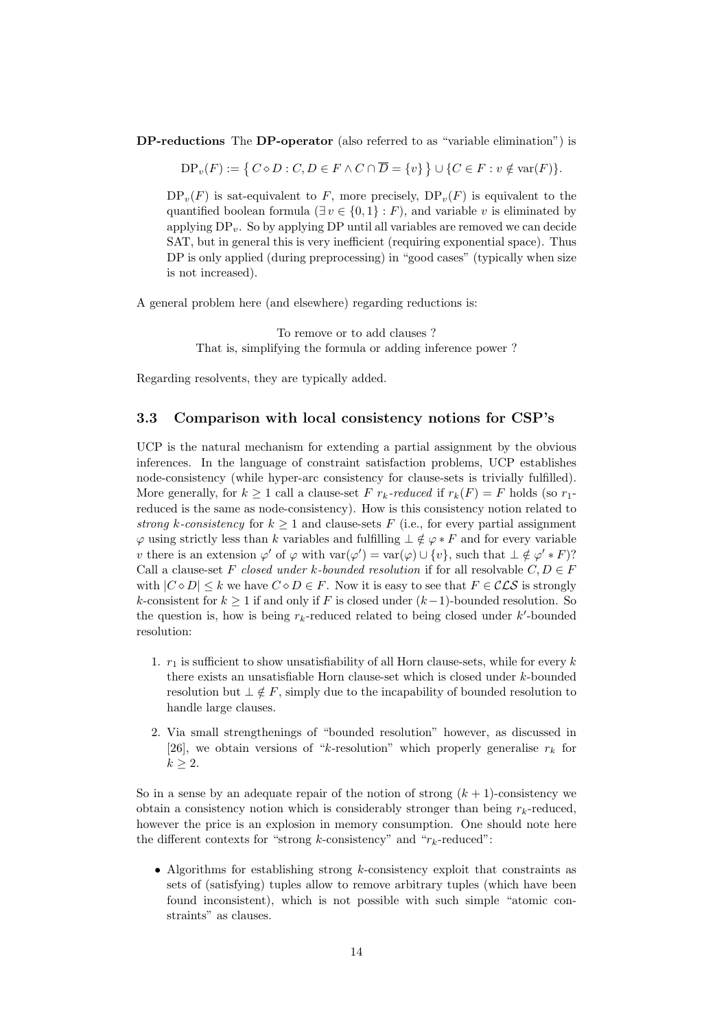**DP-reductions** The **DP-operator** (also referred to as "variable elimination") is

$$\mathrm{DP}_v(F) := \big\{ C \diamond D : C, D \in F \wedge C \cap \overline{D} = \{v\} \big\} \cup \{C \in F : v \notin \mathrm{var}(F)\}.$$

$\mathrm{DP}_v(F)$ is sat-equivalent to $F$, more precisely, $\mathrm{DP}_v(F)$ is equivalent to the quantified boolean formula $(\exists\, v \in \{0,1\} : F)$, and variable $v$ is eliminated by applying $\mathrm{DP}_v$. So by applying DP until all variables are removed we can decide SAT, but in general this is very inefficient (requiring exponential space). Thus DP is only applied (during preprocessing) in "good cases" (typically when size is not increased).

A general problem here (and elsewhere) regarding reductions is:

To remove or to add clauses ?
That is, simplifying the formula or adding inference power ?

Regarding resolvents, they are typically added.

### 3.3 Comparison with local consistency notions for CSP's

UCP is the natural mechanism for extending a partial assignment by the obvious inferences. In the language of constraint satisfaction problems, UCP establishes node-consistency (while hyper-arc consistency for clause-sets is trivially fulfilled). More generally, for $k \geq 1$ call a clause-set $F$ *$r_k$-reduced* if $r_k(F) = F$ holds (so $r_1$-reduced is the same as node-consistency). How is this consistency notion related to *strong $k$-consistency* for $k \geq 1$ and clause-sets $F$ (i.e., for every partial assignment $\varphi$ using strictly less than $k$ variables and fulfilling $\bot \notin \varphi * F$ and for every variable $v$ there is an extension $\varphi'$ of $\varphi$ with $\mathrm{var}(\varphi') = \mathrm{var}(\varphi) \cup \{v\}$, such that $\bot \notin \varphi' * F$)? Call a clause-set $F$ *closed under $k$-bounded resolution* if for all resolvable $C, D \in F$ with $|C \diamond D| \leq k$ we have $C \diamond D \in F$. Now it is easy to see that $F \in \mathcal{CLS}$ is strongly $k$-consistent for $k \geq 1$ if and only if $F$ is closed under $(k-1)$-bounded resolution. So the question is, how is being $r_k$-reduced related to being closed under $k'$-bounded resolution:

1. $r_1$ is sufficient to show unsatisfiability of all Horn clause-sets, while for every $k$ there exists an unsatisfiable Horn clause-set which is closed under $k$-bounded resolution but $\bot \notin F$, simply due to the incapability of bounded resolution to handle large clauses.

2. Via small strengthenings of "bounded resolution" however, as discussed in [26], we obtain versions of "$k$-resolution" which properly generalise $r_k$ for $k \geq 2$.

So in a sense by an adequate repair of the notion of strong $(k+1)$-consistency we obtain a consistency notion which is considerably stronger than being $r_k$-reduced, however the price is an explosion in memory consumption. One should note here the different contexts for "strong $k$-consistency" and "$r_k$-reduced":

- Algorithms for establishing strong $k$-consistency exploit that constraints as sets of (satisfying) tuples allow to remove arbitrary tuples (which have been found inconsistent), which is not possible with such simple "atomic constraints" as clauses.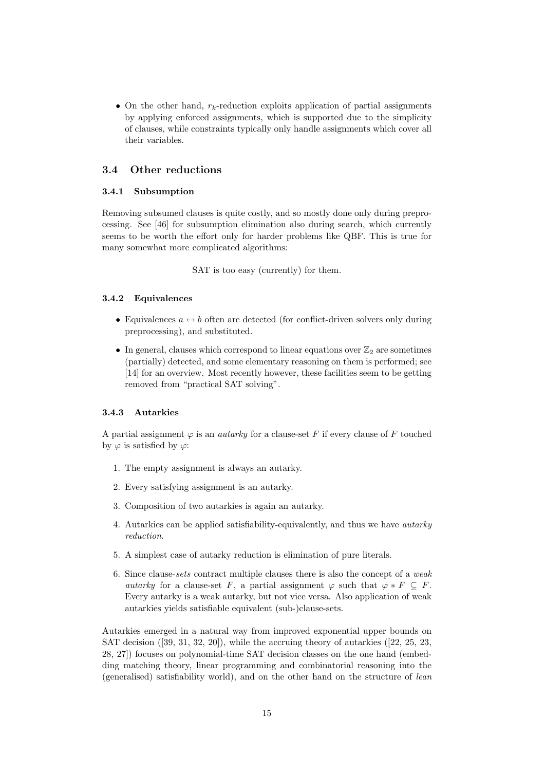- On the other hand, $r_k$-reduction exploits application of partial assignments by applying enforced assignments, which is supported due to the simplicity of clauses, while constraints typically only handle assignments which cover all their variables.

## 3.4 Other reductions

### 3.4.1 Subsumption

Removing subsumed clauses is quite costly, and so mostly done only during preprocessing. See [46] for subsumption elimination also during search, which currently seems to be worth the effort only for harder problems like QBF. This is true for many somewhat more complicated algorithms:

SAT is too easy (currently) for them.

### 3.4.2 Equivalences

- Equivalences $a \leftrightarrow b$ often are detected (for conflict-driven solvers only during preprocessing), and substituted.
- In general, clauses which correspond to linear equations over $\mathbb{Z}_2$ are sometimes (partially) detected, and some elementary reasoning on them is performed; see [14] for an overview. Most recently however, these facilities seem to be getting removed from "practical SAT solving".

### 3.4.3 Autarkies

A partial assignment $\varphi$ is an *autarky* for a clause-set $F$ if every clause of $F$ touched by $\varphi$ is satisfied by $\varphi$:

1. The empty assignment is always an autarky.
2. Every satisfying assignment is an autarky.
3. Composition of two autarkies is again an autarky.
4. Autarkies can be applied satisfiability-equivalently, and thus we have *autarky reduction*.
5. A simplest case of autarky reduction is elimination of pure literals.
6. Since clause-*sets* contract multiple clauses there is also the concept of a *weak autarky* for a clause-set $F$, a partial assignment $\varphi$ such that $\varphi * F \subseteq F$. Every autarky is a weak autarky, but not vice versa. Also application of weak autarkies yields satisfiable equivalent (sub-)clause-sets.

Autarkies emerged in a natural way from improved exponential upper bounds on SAT decision ([39, 31, 32, 20]), while the accruing theory of autarkies ([22, 25, 23, 28, 27]) focuses on polynomial-time SAT decision classes on the one hand (embedding matching theory, linear programming and combinatorial reasoning into the (generalised) satisfiability world), and on the other hand on the structure of *lean*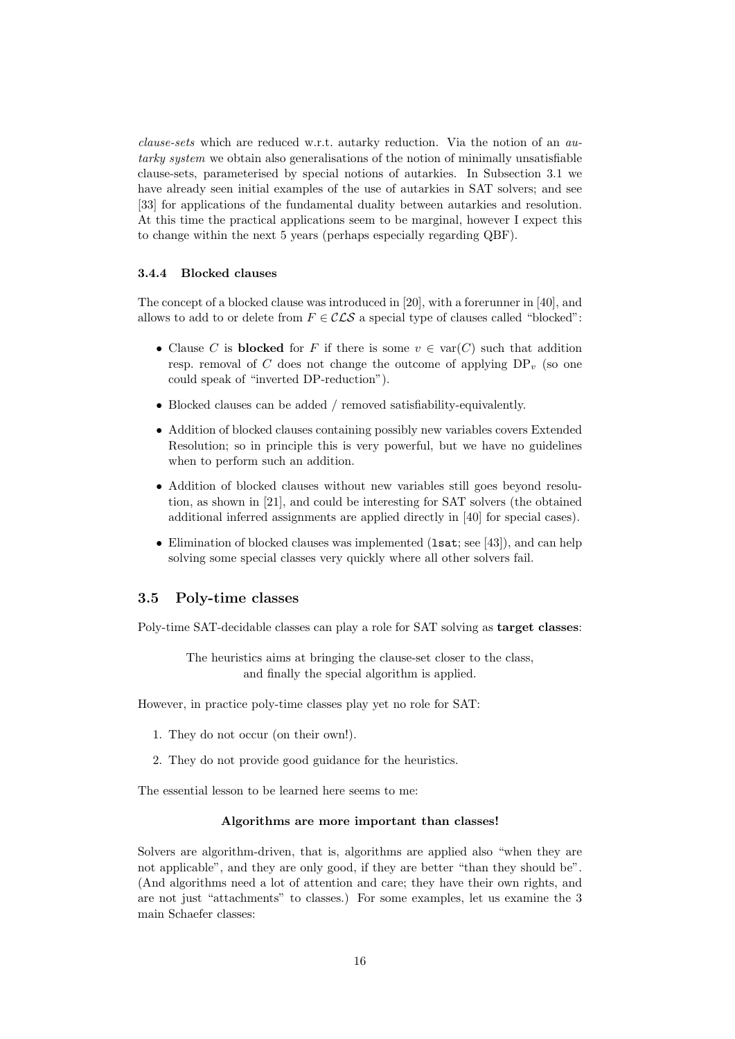*clause-sets* which are reduced w.r.t. autarky reduction. Via the notion of an *autarky system* we obtain also generalisations of the notion of minimally unsatisfiable clause-sets, parameterised by special notions of autarkies. In Subsection 3.1 we have already seen initial examples of the use of autarkies in SAT solvers; and see [33] for applications of the fundamental duality between autarkies and resolution. At this time the practical applications seem to be marginal, however I expect this to change within the next 5 years (perhaps especially regarding QBF).

#### 3.4.4 Blocked clauses

The concept of a blocked clause was introduced in [20], with a forerunner in [40], and allows to add to or delete from $F \in \mathcal{CLS}$ a special type of clauses called "blocked":

- Clause $C$ is **blocked** for $F$ if there is some $v \in \text{var}(C)$ such that addition resp. removal of $C$ does not change the outcome of applying $\text{DP}_v$ (so one could speak of "inverted DP-reduction").
- Blocked clauses can be added / removed satisfiability-equivalently.
- Addition of blocked clauses containing possibly new variables covers Extended Resolution; so in principle this is very powerful, but we have no guidelines when to perform such an addition.
- Addition of blocked clauses without new variables still goes beyond resolution, as shown in [21], and could be interesting for SAT solvers (the obtained additional inferred assignments are applied directly in [40] for special cases).
- Elimination of blocked clauses was implemented (`lsat`; see [43]), and can help solving some special classes very quickly where all other solvers fail.

### 3.5 Poly-time classes

Poly-time SAT-decidable classes can play a role for SAT solving as **target classes**:

> The heuristics aims at bringing the clause-set closer to the class, and finally the special algorithm is applied.

However, in practice poly-time classes play yet no role for SAT:

1. They do not occur (on their own!).
2. They do not provide good guidance for the heuristics.

The essential lesson to be learned here seems to me:

**Algorithms are more important than classes!**

Solvers are algorithm-driven, that is, algorithms are applied also "when they are not applicable", and they are only good, if they are better "than they should be". (And algorithms need a lot of attention and care; they have their own rights, and are not just "attachments" to classes.) For some examples, let us examine the 3 main Schaefer classes: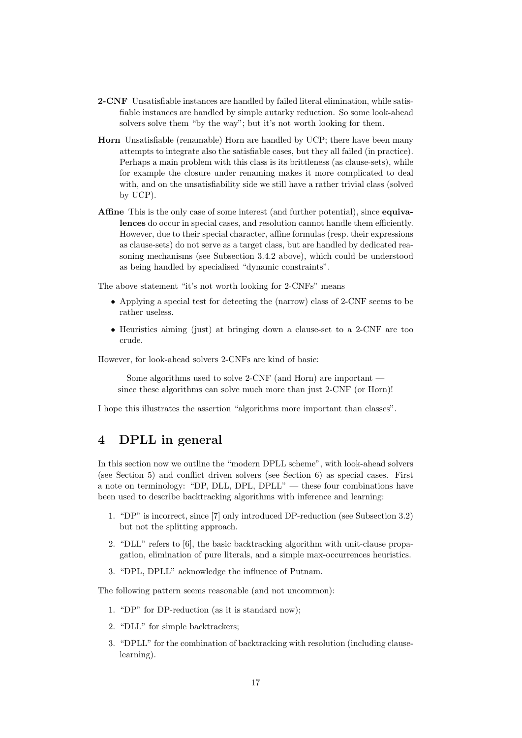**2-CNF** Unsatisfiable instances are handled by failed literal elimination, while satisfiable instances are handled by simple autarky reduction. So some look-ahead solvers solve them "by the way"; but it's not worth looking for them.

**Horn** Unsatisfiable (renamable) Horn are handled by UCP; there have been many attempts to integrate also the satisfiable cases, but they all failed (in practice). Perhaps a main problem with this class is its brittleness (as clause-sets), while for example the closure under renaming makes it more complicated to deal with, and on the unsatisfiability side we still have a rather trivial class (solved by UCP).

**Affine** This is the only case of some interest (and further potential), since **equivalences** do occur in special cases, and resolution cannot handle them efficiently. However, due to their special character, affine formulas (resp. their expressions as clause-sets) do not serve as a target class, but are handled by dedicated reasoning mechanisms (see Subsection 3.4.2 above), which could be understood as being handled by specialised "dynamic constraints".

The above statement "it's not worth looking for 2-CNFs" means

- Applying a special test for detecting the (narrow) class of 2-CNF seems to be rather useless.
- Heuristics aiming (just) at bringing down a clause-set to a 2-CNF are too crude.

However, for look-ahead solvers 2-CNFs are kind of basic:

> Some algorithms used to solve 2-CNF (and Horn) are important — since these algorithms can solve much more than just 2-CNF (or Horn)!

I hope this illustrates the assertion "algorithms more important than classes".

# 4 DPLL in general

In this section now we outline the "modern DPLL scheme", with look-ahead solvers (see Section 5) and conflict driven solvers (see Section 6) as special cases. First a note on terminology: "DP, DLL, DPL, DPLL" — these four combinations have been used to describe backtracking algorithms with inference and learning:

1. "DP" is incorrect, since [7] only introduced DP-reduction (see Subsection 3.2) but not the splitting approach.
2. "DLL" refers to [6], the basic backtracking algorithm with unit-clause propagation, elimination of pure literals, and a simple max-occurrences heuristics.
3. "DPL, DPLL" acknowledge the influence of Putnam.

The following pattern seems reasonable (and not uncommon):

1. "DP" for DP-reduction (as it is standard now);
2. "DLL" for simple backtrackers;
3. "DPLL" for the combination of backtracking with resolution (including clause-learning).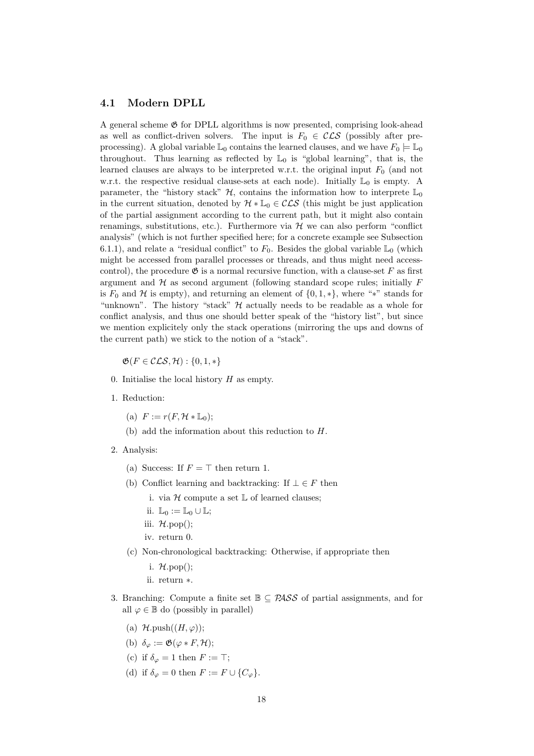### 4.1 Modern DPLL

A general scheme $\mathfrak{G}$ for DPLL algorithms is now presented, comprising look-ahead as well as conflict-driven solvers. The input is $F_0 \in \mathcal{CLS}$ (possibly after preprocessing). A global variable $\mathbb{L}_0$ contains the learned clauses, and we have $F_0 \models \mathbb{L}_0$ throughout. Thus learning as reflected by $\mathbb{L}_0$ is "global learning", that is, the learned clauses are always to be interpreted w.r.t. the original input $F_0$ (and not w.r.t. the respective residual clause-sets at each node). Initially $\mathbb{L}_0$ is empty. A parameter, the "history stack" $\mathcal{H}$, contains the information how to interprete $\mathbb{L}_0$ in the current situation, denoted by $\mathcal{H} * \mathbb{L}_0 \in \mathcal{CLS}$ (this might be just application of the partial assignment according to the current path, but it might also contain renamings, substitutions, etc.). Furthermore via $\mathcal{H}$ we can also perform "conflict analysis" (which is not further specified here; for a concrete example see Subsection 6.1.1), and relate a "residual conflict" to $F_0$. Besides the global variable $\mathbb{L}_0$ (which might be accessed from parallel processes or threads, and thus might need access-control), the procedure $\mathfrak{G}$ is a normal recursive function, with a clause-set $F$ as first argument and $\mathcal{H}$ as second argument (following standard scope rules; initially $F$ is $F_0$ and $\mathcal{H}$ is empty), and returning an element of $\{0, 1, *\}$, where "$*$" stands for "unknown". The history "stack" $\mathcal{H}$ actually needs to be readable as a whole for conflict analysis, and thus one should better speak of the "history list", but since we mention explicitely only the stack operations (mirroring the ups and downs of the current path) we stick to the notion of a "stack".

$\mathfrak{G}(F \in \mathcal{CLS}, \mathcal{H}) : \{0, 1, *\}$

0. Initialise the local history $H$ as empty.
1. Reduction:
   (a) $F := r(F, \mathcal{H} * \mathbb{L}_0)$;
   (b) add the information about this reduction to $H$.
2. Analysis:
   (a) Success: If $F = \top$ then return 1.
   (b) Conflict learning and backtracking: If $\bot \in F$ then
      i. via $\mathcal{H}$ compute a set $\mathbb{L}$ of learned clauses;
      ii. $\mathbb{L}_0 := \mathbb{L}_0 \cup \mathbb{L}$;
      iii. $\mathcal{H}$.pop();
      iv. return 0.
   (c) Non-chronological backtracking: Otherwise, if appropriate then
      i. $\mathcal{H}$.pop();
      ii. return $*$.
3. Branching: Compute a finite set $\mathbb{B} \subseteq \mathcal{PASS}$ of partial assignments, and for all $\varphi \in \mathbb{B}$ do (possibly in parallel)
   (a) $\mathcal{H}$.push($(H, \varphi)$);
   (b) $\delta_\varphi := \mathfrak{G}(\varphi * F, \mathcal{H})$;
   (c) if $\delta_\varphi = 1$ then $F := \top$;
   (d) if $\delta_\varphi = 0$ then $F := F \cup \{C_\varphi\}$.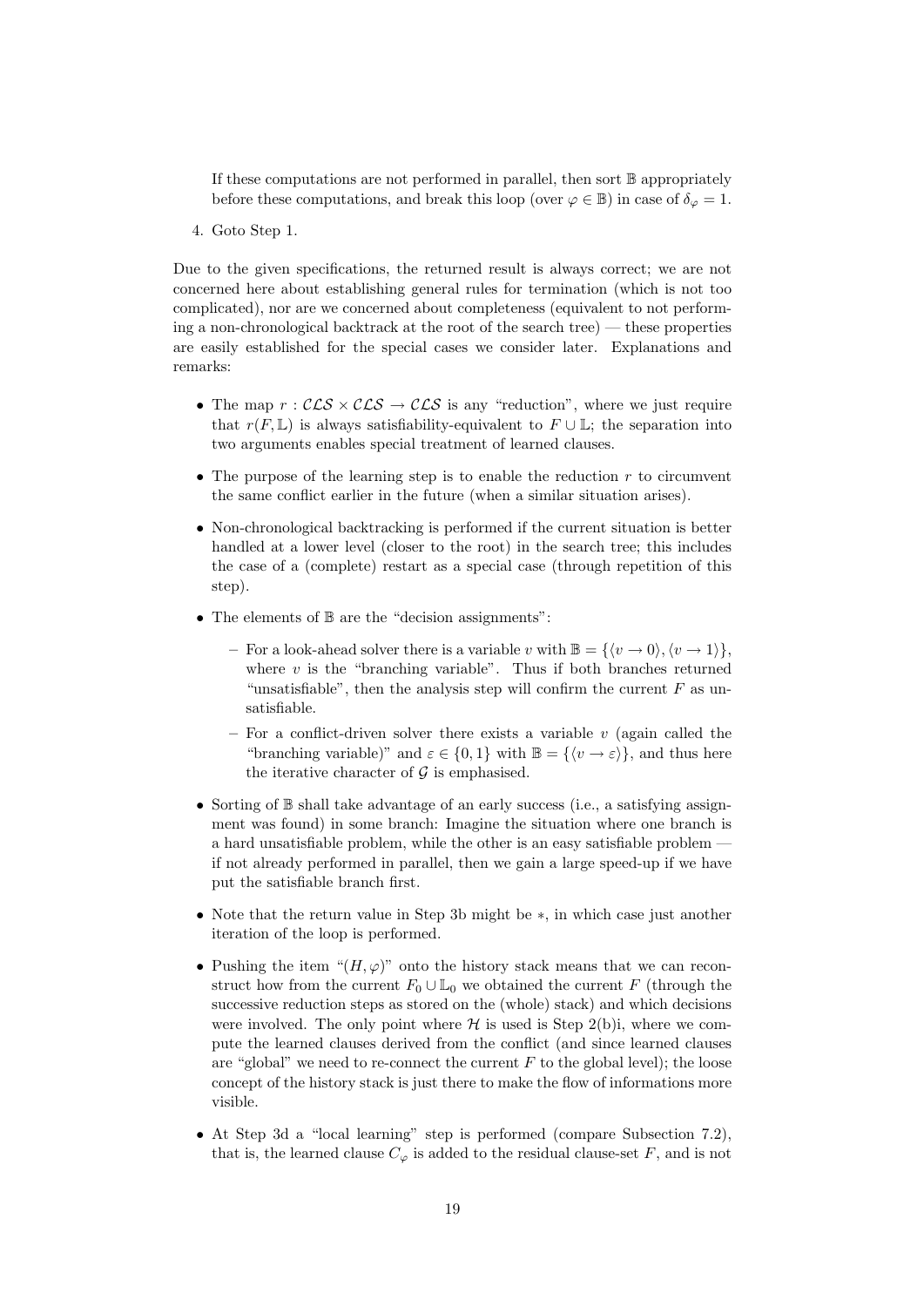If these computations are not performed in parallel, then sort $\mathbb{B}$ appropriately before these computations, and break this loop (over $\varphi \in \mathbb{B}$) in case of $\delta_\varphi = 1$.

4. Goto Step 1.

Due to the given specifications, the returned result is always correct; we are not concerned here about establishing general rules for termination (which is not too complicated), nor are we concerned about completeness (equivalent to not performing a non-chronological backtrack at the root of the search tree) — these properties are easily established for the special cases we consider later. Explanations and remarks:

- The map $r : \mathcal{CLS} \times \mathcal{CLS} \to \mathcal{CLS}$ is any "reduction", where we just require that $r(F, \mathbb{L})$ is always satisfiability-equivalent to $F \cup \mathbb{L}$; the separation into two arguments enables special treatment of learned clauses.
- The purpose of the learning step is to enable the reduction $r$ to circumvent the same conflict earlier in the future (when a similar situation arises).
- Non-chronological backtracking is performed if the current situation is better handled at a lower level (closer to the root) in the search tree; this includes the case of a (complete) restart as a special case (through repetition of this step).
- The elements of $\mathbb{B}$ are the "decision assignments":
  - For a look-ahead solver there is a variable $v$ with $\mathbb{B} = \{\langle v \to 0\rangle, \langle v \to 1\rangle\}$, where $v$ is the "branching variable". Thus if both branches returned "unsatisfiable", then the analysis step will confirm the current $F$ as unsatisfiable.
  - For a conflict-driven solver there exists a variable $v$ (again called the "branching variable)" and $\varepsilon \in \{0, 1\}$ with $\mathbb{B} = \{\langle v \to \varepsilon\rangle\}$, and thus here the iterative character of $\mathcal{G}$ is emphasised.
- Sorting of $\mathbb{B}$ shall take advantage of an early success (i.e., a satisfying assignment was found) in some branch: Imagine the situation where one branch is a hard unsatisfiable problem, while the other is an easy satisfiable problem — if not already performed in parallel, then we gain a large speed-up if we have put the satisfiable branch first.
- Note that the return value in Step 3b might be $*$, in which case just another iteration of the loop is performed.
- Pushing the item "$(H, \varphi)$" onto the history stack means that we can reconstruct how from the current $F_0 \cup \mathbb{L}_0$ we obtained the current $F$ (through the successive reduction steps as stored on the (whole) stack) and which decisions were involved. The only point where $\mathcal{H}$ is used is Step 2(b)i, where we compute the learned clauses derived from the conflict (and since learned clauses are "global" we need to re-connect the current $F$ to the global level); the loose concept of the history stack is just there to make the flow of informations more visible.
- At Step 3d a "local learning" step is performed (compare Subsection 7.2), that is, the learned clause $C_\varphi$ is added to the residual clause-set $F$, and is not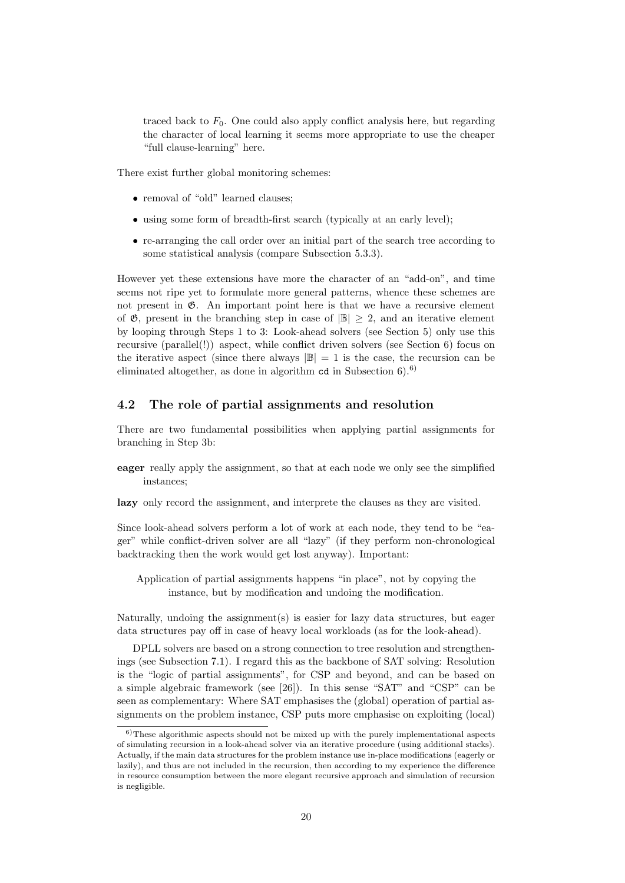traced back to $F_0$. One could also apply conflict analysis here, but regarding the character of local learning it seems more appropriate to use the cheaper "full clause-learning" here.

There exist further global monitoring schemes:

- removal of "old" learned clauses;
- using some form of breadth-first search (typically at an early level);
- re-arranging the call order over an initial part of the search tree according to some statistical analysis (compare Subsection 5.3.3).

However yet these extensions have more the character of an "add-on", and time seems not ripe yet to formulate more general patterns, whence these schemes are not present in $\mathfrak{G}$. An important point here is that we have a recursive element of $\mathfrak{G}$, present in the branching step in case of $|\mathbb{B}| \geq 2$, and an iterative element by looping through Steps 1 to 3: Look-ahead solvers (see Section 5) only use this recursive (parallel(!)) aspect, while conflict driven solvers (see Section 6) focus on the iterative aspect (since there always $|\mathbb{B}| = 1$ is the case, the recursion can be eliminated altogether, as done in algorithm `cd` in Subsection 6).[6)]

## 4.2 The role of partial assignments and resolution

There are two fundamental possibilities when applying partial assignments for branching in Step 3b:

**eager** really apply the assignment, so that at each node we only see the simplified instances;

**lazy** only record the assignment, and interprete the clauses as they are visited.

Since look-ahead solvers perform a lot of work at each node, they tend to be "eager" while conflict-driven solver are all "lazy" (if they perform non-chronological backtracking then the work would get lost anyway). Important:

> Application of partial assignments happens "in place", not by copying the instance, but by modification and undoing the modification.

Naturally, undoing the assignment(s) is easier for lazy data structures, but eager data structures pay off in case of heavy local workloads (as for the look-ahead).

DPLL solvers are based on a strong connection to tree resolution and strengthenings (see Subsection 7.1). I regard this as the backbone of SAT solving: Resolution is the "logic of partial assignments", for CSP and beyond, and can be based on a simple algebraic framework (see [26]). In this sense "SAT" and "CSP" can be seen as complementary: Where SAT emphasises the (global) operation of partial assignments on the problem instance, CSP puts more emphasise on exploiting (local)

---

[6)] These algorithmic aspects should not be mixed up with the purely implementational aspects of simulating recursion in a look-ahead solver via an iterative procedure (using additional stacks). Actually, if the main data structures for the problem instance use in-place modifications (eagerly or lazily), and thus are not included in the recursion, then according to my experience the difference in resource consumption between the more elegant recursive approach and simulation of recursion is negligible.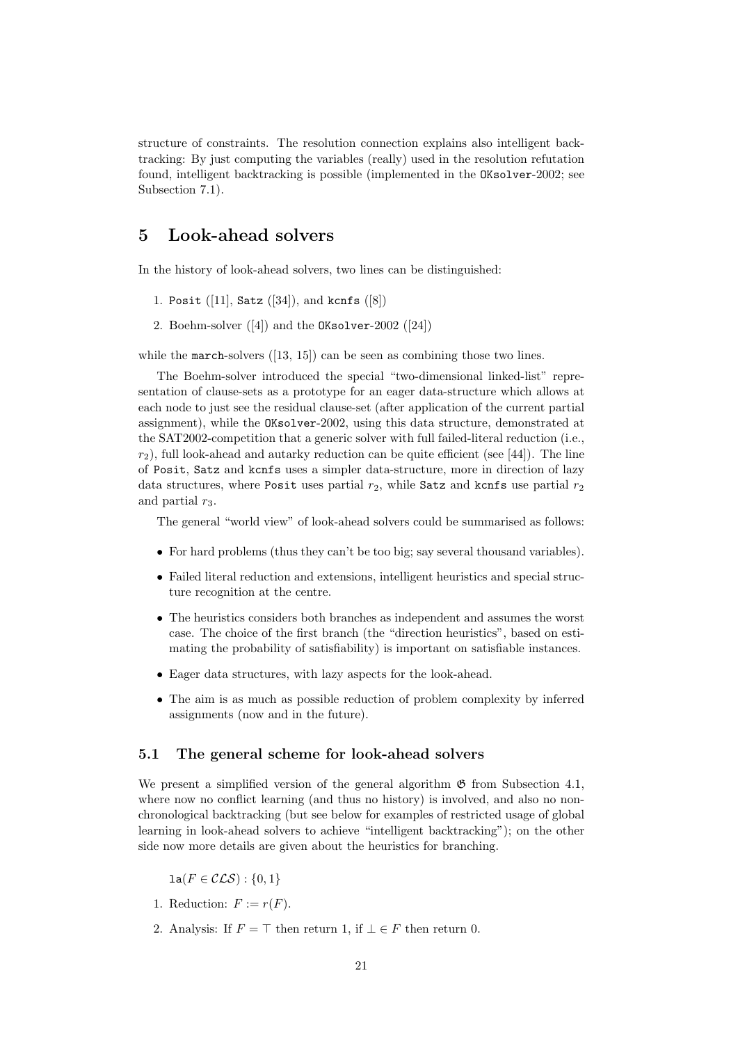structure of constraints. The resolution connection explains also intelligent backtracking: By just computing the variables (really) used in the resolution refutation found, intelligent backtracking is possible (implemented in the `OKsolver`-2002; see Subsection 7.1).

# 5 Look-ahead solvers

In the history of look-ahead solvers, two lines can be distinguished:

1. `Posit` ([11], `Satz` ([34]), and `kcnfs` ([8])
2. Boehm-solver ([4]) and the `OKsolver`-2002 ([24])

while the `march`-solvers ([13, 15]) can be seen as combining those two lines.

The Boehm-solver introduced the special "two-dimensional linked-list" representation of clause-sets as a prototype for an eager data-structure which allows at each node to just see the residual clause-set (after application of the current partial assignment), while the `OKsolver`-2002, using this data structure, demonstrated at the SAT2002-competition that a generic solver with full failed-literal reduction (i.e., $r_2$), full look-ahead and autarky reduction can be quite efficient (see [44]). The line of `Posit`, `Satz` and `kcnfs` uses a simpler data-structure, more in direction of lazy data structures, where `Posit` uses partial $r_2$, while `Satz` and `kcnfs` use partial $r_2$ and partial $r_3$.

The general "world view" of look-ahead solvers could be summarised as follows:

- For hard problems (thus they can't be too big; say several thousand variables).
- Failed literal reduction and extensions, intelligent heuristics and special structure recognition at the centre.
- The heuristics considers both branches as independent and assumes the worst case. The choice of the first branch (the "direction heuristics", based on estimating the probability of satisfiability) is important on satisfiable instances.
- Eager data structures, with lazy aspects for the look-ahead.
- The aim is as much as possible reduction of problem complexity by inferred assignments (now and in the future).

## 5.1 The general scheme for look-ahead solvers

We present a simplified version of the general algorithm $\mathfrak{G}$ from Subsection 4.1, where now no conflict learning (and thus no history) is involved, and also no non-chronological backtracking (but see below for examples of restricted usage of global learning in look-ahead solvers to achieve "intelligent backtracking"); on the other side now more details are given about the heuristics for branching.

$\mathtt{la}(F \in \mathcal{CLS}) : \{0, 1\}$

1. Reduction: $F := r(F)$.
2. Analysis: If $F = \top$ then return 1, if $\bot \in F$ then return 0.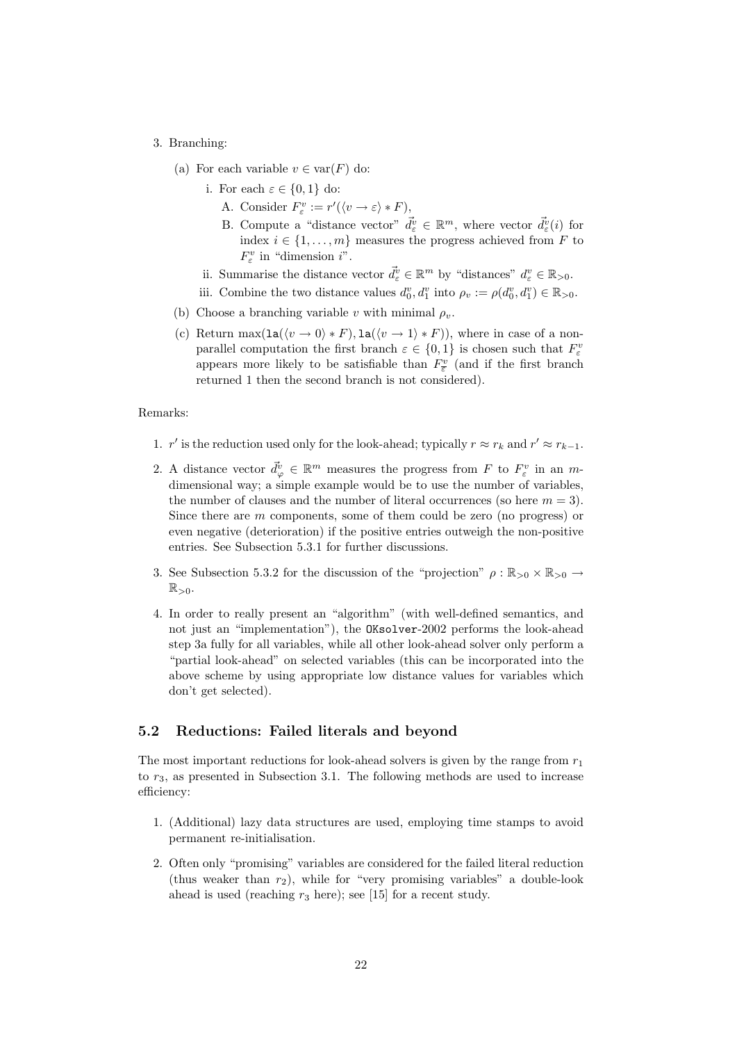3. Branching:

   (a) For each variable $v \in \mathrm{var}(F)$ do:

      i. For each $\varepsilon \in \{0, 1\}$ do:

         A. Consider $F^v_\varepsilon := r'(\langle v \to \varepsilon \rangle * F)$,

         B. Compute a "distance vector" $\vec{d}^v_\varepsilon \in \mathbb{R}^m$, where vector $\vec{d}^v_\varepsilon(i)$ for index $i \in \{1, \ldots, m\}$ measures the progress achieved from $F$ to $F^v_\varepsilon$ in "dimension $i$".

      ii. Summarise the distance vector $\vec{d}^v_\varepsilon \in \mathbb{R}^m$ by "distances" $d^v_\varepsilon \in \mathbb{R}_{>0}$.

      iii. Combine the two distance values $d^v_0, d^v_1$ into $\rho_v := \rho(d^v_0, d^v_1) \in \mathbb{R}_{>0}$.

   (b) Choose a branching variable $v$ with minimal $\rho_v$.

   (c) Return $\max(\mathtt{la}(\langle v \to 0 \rangle * F), \mathtt{la}(\langle v \to 1 \rangle * F))$, where in case of a non-parallel computation the first branch $\varepsilon \in \{0, 1\}$ is chosen such that $F^v_\varepsilon$ appears more likely to be satisfiable than $F^v_{\overline{\varepsilon}}$ (and if the first branch returned 1 then the second branch is not considered).

Remarks:

1. $r'$ is the reduction used only for the look-ahead; typically $r \approx r_k$ and $r' \approx r_{k-1}$.
2. A distance vector $\vec{d}^v_\varphi \in \mathbb{R}^m$ measures the progress from $F$ to $F^v_\varepsilon$ in an $m$-dimensional way; a simple example would be to use the number of variables, the number of clauses and the number of literal occurrences (so here $m = 3$). Since there are $m$ components, some of them could be zero (no progress) or even negative (deterioration) if the positive entries outweigh the non-positive entries. See Subsection 5.3.1 for further discussions.
3. See Subsection 5.3.2 for the discussion of the "projection" $\rho : \mathbb{R}_{>0} \times \mathbb{R}_{>0} \to \mathbb{R}_{>0}$.
4. In order to really present an "algorithm" (with well-defined semantics, and not just an "implementation"), the `OKsolver`-2002 performs the look-ahead step 3a fully for all variables, while all other look-ahead solver only perform a "partial look-ahead" on selected variables (this can be incorporated into the above scheme by using appropriate low distance values for variables which don't get selected).

## 5.2 Reductions: Failed literals and beyond

The most important reductions for look-ahead solvers is given by the range from $r_1$ to $r_3$, as presented in Subsection 3.1. The following methods are used to increase efficiency:

1. (Additional) lazy data structures are used, employing time stamps to avoid permanent re-initialisation.
2. Often only "promising" variables are considered for the failed literal reduction (thus weaker than $r_2$), while for "very promising variables" a double-look ahead is used (reaching $r_3$ here); see [15] for a recent study.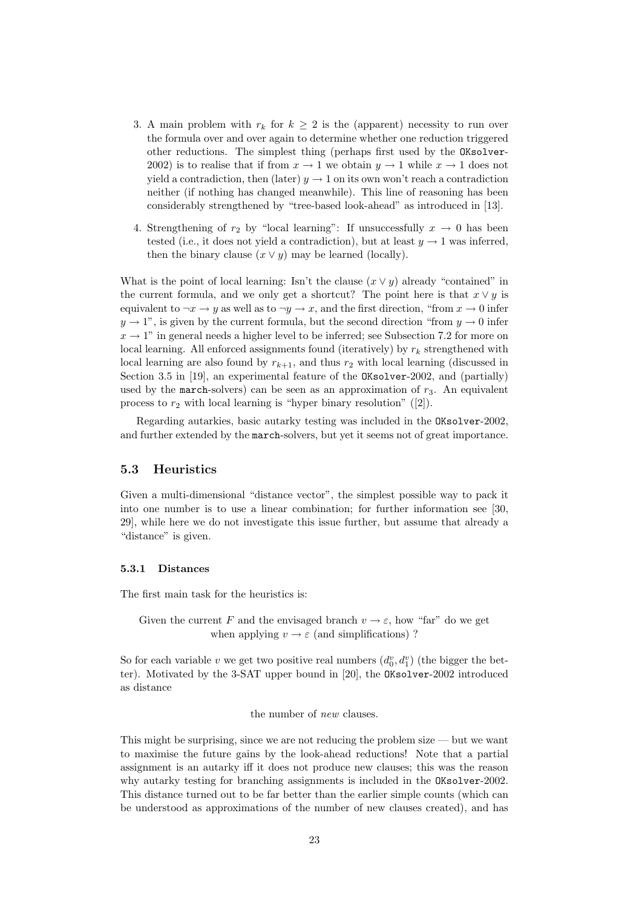3. A main problem with $r_k$ for $k \geq 2$ is the (apparent) necessity to run over the formula over and over again to determine whether one reduction triggered other reductions. The simplest thing (perhaps first used by the `OKsolver`-2002) is to realise that if from $x \to 1$ we obtain $y \to 1$ while $x \to 1$ does not yield a contradiction, then (later) $y \to 1$ on its own won't reach a contradiction neither (if nothing has changed meanwhile). This line of reasoning has been considerably strengthened by "tree-based look-ahead" as introduced in [13].

4. Strengthening of $r_2$ by "local learning": If unsuccessfully $x \to 0$ has been tested (i.e., it does not yield a contradiction), but at least $y \to 1$ was inferred, then the binary clause $(x \vee y)$ may be learned (locally).

What is the point of local learning: Isn't the clause $(x \vee y)$ already "contained" in the current formula, and we only get a shortcut? The point here is that $x \vee y$ is equivalent to $\neg x \to y$ as well as to $\neg y \to x$, and the first direction, "from $x \to 0$ infer $y \to 1$", is given by the current formula, but the second direction "from $y \to 0$ infer $x \to 1$" in general needs a higher level to be inferred; see Subsection 7.2 for more on local learning. All enforced assignments found (iteratively) by $r_k$ strengthened with local learning are also found by $r_{k+1}$, and thus $r_2$ with local learning (discussed in Section 3.5 in [19], an experimental feature of the `OKsolver`-2002, and (partially) used by the `march`-solvers) can be seen as an approximation of $r_3$. An equivalent process to $r_2$ with local learning is "hyper binary resolution" ([2]).

Regarding autarkies, basic autarky testing was included in the `OKsolver`-2002, and further extended by the `march`-solvers, but yet it seems not of great importance.

## 5.3 Heuristics

Given a multi-dimensional "distance vector", the simplest possible way to pack it into one number is to use a linear combination; for further information see [30, 29], while here we do not investigate this issue further, but assume that already a "distance" is given.

### 5.3.1 Distances

The first main task for the heuristics is:

> Given the current $F$ and the envisaged branch $v \to \varepsilon$, how "far" do we get when applying $v \to \varepsilon$ (and simplifications) ?

So for each variable $v$ we get two positive real numbers $(d_0^v, d_1^v)$ (the bigger the better). Motivated by the 3-SAT upper bound in [20], the `OKsolver`-2002 introduced as distance

the number of *new* clauses.

This might be surprising, since we are not reducing the problem size — but we want to maximise the future gains by the look-ahead reductions! Note that a partial assignment is an autarky iff it does not produce new clauses; this was the reason why autarky testing for branching assignments is included in the `OKsolver`-2002. This distance turned out to be far better than the earlier simple counts (which can be understood as approximations of the number of new clauses created), and has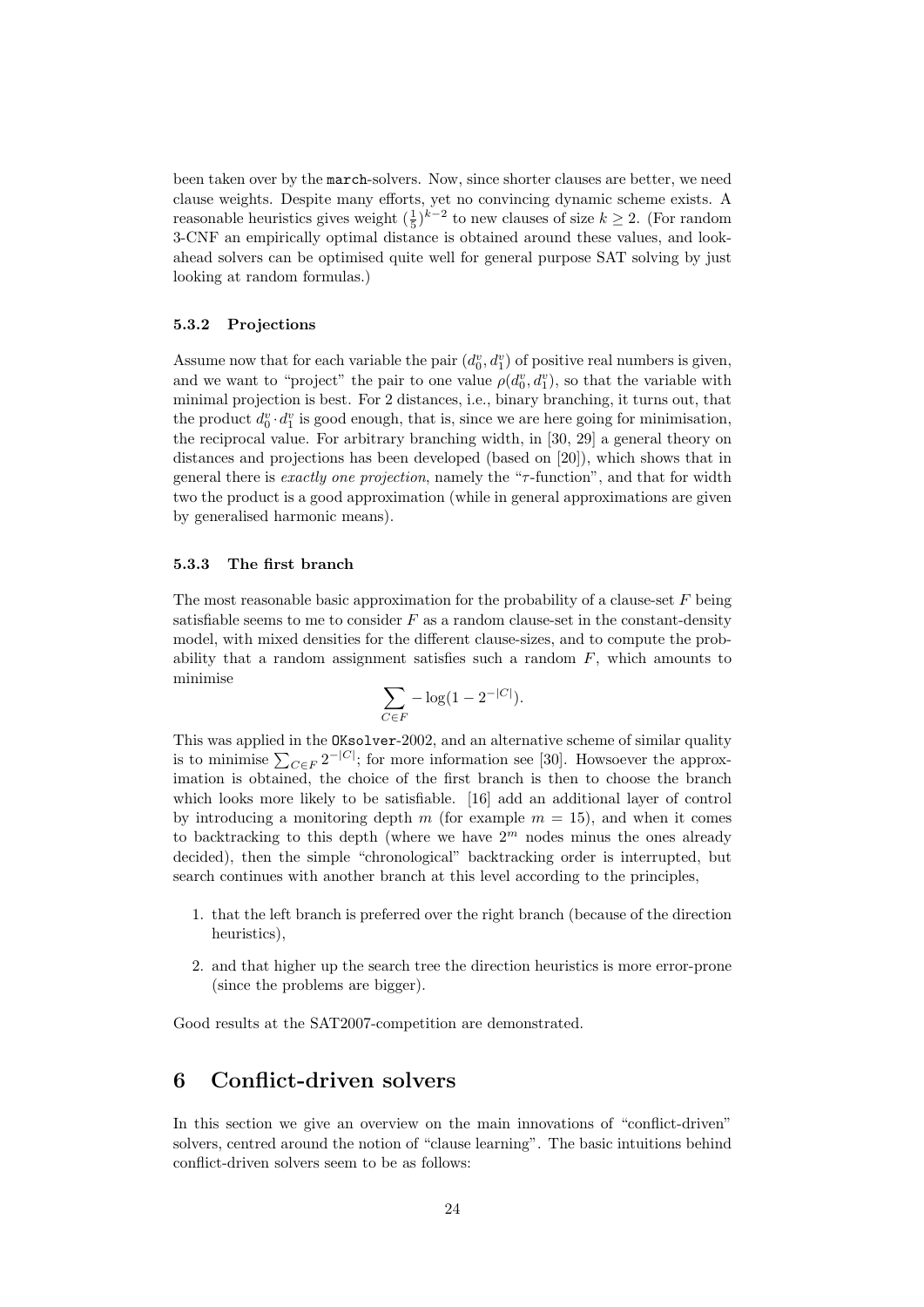been taken over by the `march`-solvers. Now, since shorter clauses are better, we need clause weights. Despite many efforts, yet no convincing dynamic scheme exists. A reasonable heuristics gives weight $(\frac{1}{5})^{k-2}$ to new clauses of size $k \geq 2$. (For random 3-CNF an empirically optimal distance is obtained around these values, and look-ahead solvers can be optimised quite well for general purpose SAT solving by just looking at random formulas.)

### 5.3.2 Projections

Assume now that for each variable the pair $(d_0^v, d_1^v)$ of positive real numbers is given, and we want to "project" the pair to one value $\rho(d_0^v, d_1^v)$, so that the variable with minimal projection is best. For 2 distances, i.e., binary branching, it turns out, that the product $d_0^v \cdot d_1^v$ is good enough, that is, since we are here going for minimisation, the reciprocal value. For arbitrary branching width, in [30, 29] a general theory on distances and projections has been developed (based on [20]), which shows that in general there is *exactly one projection*, namely the "$\tau$-function", and that for width two the product is a good approximation (while in general approximations are given by generalised harmonic means).

### 5.3.3 The first branch

The most reasonable basic approximation for the probability of a clause-set $F$ being satisfiable seems to me to consider $F$ as a random clause-set in the constant-density model, with mixed densities for the different clause-sizes, and to compute the probability that a random assignment satisfies such a random $F$, which amounts to minimise

$$\sum_{C \in F} -\log(1 - 2^{-|C|}).$$

This was applied in the `OKsolver`-2002, and an alternative scheme of similar quality is to minimise $\sum_{C \in F} 2^{-|C|}$; for more information see [30]. Howsoever the approximation is obtained, the choice of the first branch is then to choose the branch which looks more likely to be satisfiable. [16] add an additional layer of control by introducing a monitoring depth $m$ (for example $m = 15$), and when it comes to backtracking to this depth (where we have $2^m$ nodes minus the ones already decided), then the simple "chronological" backtracking order is interrupted, but search continues with another branch at this level according to the principles,

1. that the left branch is preferred over the right branch (because of the direction heuristics),
2. and that higher up the search tree the direction heuristics is more error-prone (since the problems are bigger).

Good results at the SAT2007-competition are demonstrated.

## 6 Conflict-driven solvers

In this section we give an overview on the main innovations of "conflict-driven" solvers, centred around the notion of "clause learning". The basic intuitions behind conflict-driven solvers seem to be as follows: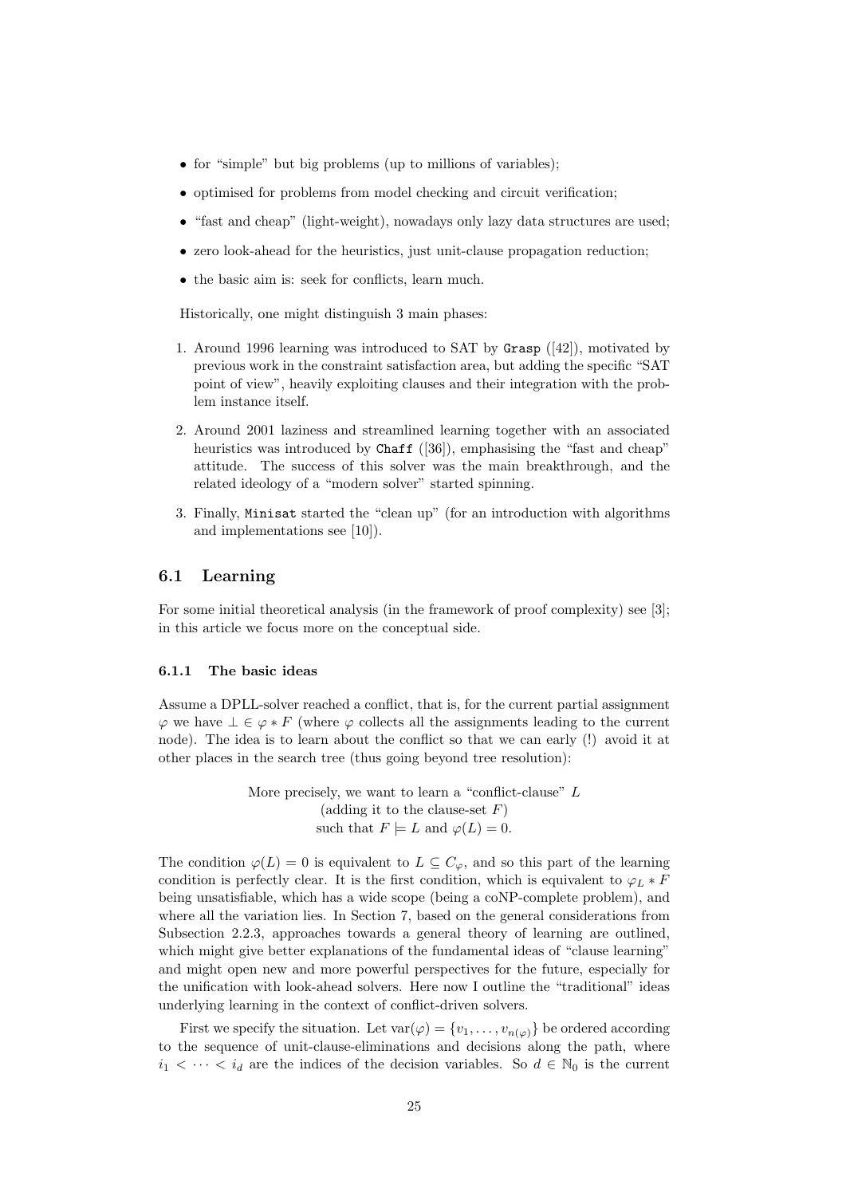- for "simple" but big problems (up to millions of variables);
- optimised for problems from model checking and circuit verification;
- "fast and cheap" (light-weight), nowadays only lazy data structures are used;
- zero look-ahead for the heuristics, just unit-clause propagation reduction;
- the basic aim is: seek for conflicts, learn much.

Historically, one might distinguish 3 main phases:

1. Around 1996 learning was introduced to SAT by `Grasp` ([42]), motivated by previous work in the constraint satisfaction area, but adding the specific "SAT point of view", heavily exploiting clauses and their integration with the problem instance itself.
2. Around 2001 laziness and streamlined learning together with an associated heuristics was introduced by `Chaff` ([36]), emphasising the "fast and cheap" attitude. The success of this solver was the main breakthrough, and the related ideology of a "modern solver" started spinning.
3. Finally, `Minisat` started the "clean up" (for an introduction with algorithms and implementations see [10]).

## 6.1 Learning

For some initial theoretical analysis (in the framework of proof complexity) see [3]; in this article we focus more on the conceptual side.

### 6.1.1 The basic ideas

Assume a DPLL-solver reached a conflict, that is, for the current partial assignment $\varphi$ we have $\bot \in \varphi * F$ (where $\varphi$ collects all the assignments leading to the current node). The idea is to learn about the conflict so that we can early (!) avoid it at other places in the search tree (thus going beyond tree resolution):

More precisely, we want to learn a "conflict-clause" $L$
(adding it to the clause-set $F$)
such that $F \models L$ and $\varphi(L) = 0$.

The condition $\varphi(L) = 0$ is equivalent to $L \subseteq C_\varphi$, and so this part of the learning condition is perfectly clear. It is the first condition, which is equivalent to $\varphi_L * F$ being unsatisfiable, which has a wide scope (being a coNP-complete problem), and where all the variation lies. In Section 7, based on the general considerations from Subsection 2.2.3, approaches towards a general theory of learning are outlined, which might give better explanations of the fundamental ideas of "clause learning" and might open new and more powerful perspectives for the future, especially for the unification with look-ahead solvers. Here now I outline the "traditional" ideas underlying learning in the context of conflict-driven solvers.

First we specify the situation. Let $\mathrm{var}(\varphi) = \{v_1, \ldots, v_{n(\varphi)}\}$ be ordered according to the sequence of unit-clause-eliminations and decisions along the path, where $i_1 < \cdots < i_d$ are the indices of the decision variables. So $d \in \mathbb{N}_0$ is the current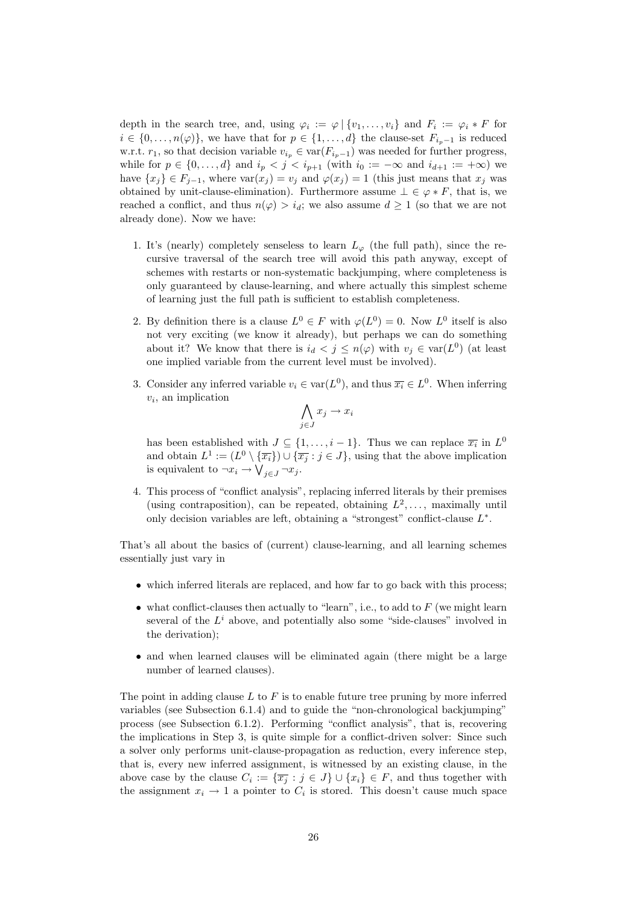depth in the search tree, and, using $\varphi_i := \varphi \mid \{v_1, \dots, v_i\}$ and $F_i := \varphi_i * F$ for $i \in \{0, \dots, n(\varphi)\}$, we have that for $p \in \{1, \dots, d\}$ the clause-set $F_{i_p - 1}$ is reduced w.r.t. $r_1$, so that decision variable $v_{i_p} \in \mathrm{var}(F_{i_p-1})$ was needed for further progress, while for $p \in \{0, \dots, d\}$ and $i_p < j < i_{p+1}$ (with $i_0 := -\infty$ and $i_{d+1} := +\infty$) we have $\{x_j\} \in F_{j-1}$, where $\mathrm{var}(x_j) = v_j$ and $\varphi(x_j) = 1$ (this just means that $x_j$ was obtained by unit-clause-elimination). Furthermore assume $\bot \in \varphi * F$, that is, we reached a conflict, and thus $n(\varphi) > i_d$; we also assume $d \geq 1$ (so that we are not already done). Now we have:

1. It's (nearly) completely senseless to learn $L_\varphi$ (the full path), since the recursive traversal of the search tree will avoid this path anyway, except of schemes with restarts or non-systematic backjumping, where completeness is only guaranteed by clause-learning, and where actually this simplest scheme of learning just the full path is sufficient to establish completeness.

2. By definition there is a clause $L^0 \in F$ with $\varphi(L^0) = 0$. Now $L^0$ itself is also not very exciting (we know it already), but perhaps we can do something about it? We know that there is $i_d < j \leq n(\varphi)$ with $v_j \in \mathrm{var}(L^0)$ (at least one implied variable from the current level must be involved).

3. Consider any inferred variable $v_i \in \mathrm{var}(L^0)$, and thus $\overline{x_i} \in L^0$. When inferring $v_i$, an implication
$$\bigwedge_{j \in J} x_j \to x_i$$
has been established with $J \subseteq \{1, \dots, i-1\}$. Thus we can replace $\overline{x_i}$ in $L^0$ and obtain $L^1 := (L^0 \setminus \{\overline{x_i}\}) \cup \{\overline{x_j} : j \in J\}$, using that the above implication is equivalent to $\neg x_i \to \bigvee_{j \in J} \neg x_j$.

4. This process of "conflict analysis", replacing inferred literals by their premises (using contraposition), can be repeated, obtaining $L^2, \dots$, maximally until only decision variables are left, obtaining a "strongest" conflict-clause $L^*$.

That's all about the basics of (current) clause-learning, and all learning schemes essentially just vary in

- which inferred literals are replaced, and how far to go back with this process;
- what conflict-clauses then actually to "learn", i.e., to add to $F$ (we might learn several of the $L^i$ above, and potentially also some "side-clauses" involved in the derivation);
- and when learned clauses will be eliminated again (there might be a large number of learned clauses).

The point in adding clause $L$ to $F$ is to enable future tree pruning by more inferred variables (see Subsection 6.1.4) and to guide the "non-chronological backjumping" process (see Subsection 6.1.2). Performing "conflict analysis", that is, recovering the implications in Step 3, is quite simple for a conflict-driven solver: Since such a solver only performs unit-clause-propagation as reduction, every inference step, that is, every new inferred assignment, is witnessed by an existing clause, in the above case by the clause $C_i := \{\overline{x_j} : j \in J\} \cup \{x_i\} \in F$, and thus together with the assignment $x_i \to 1$ a pointer to $C_i$ is stored. This doesn't cause much space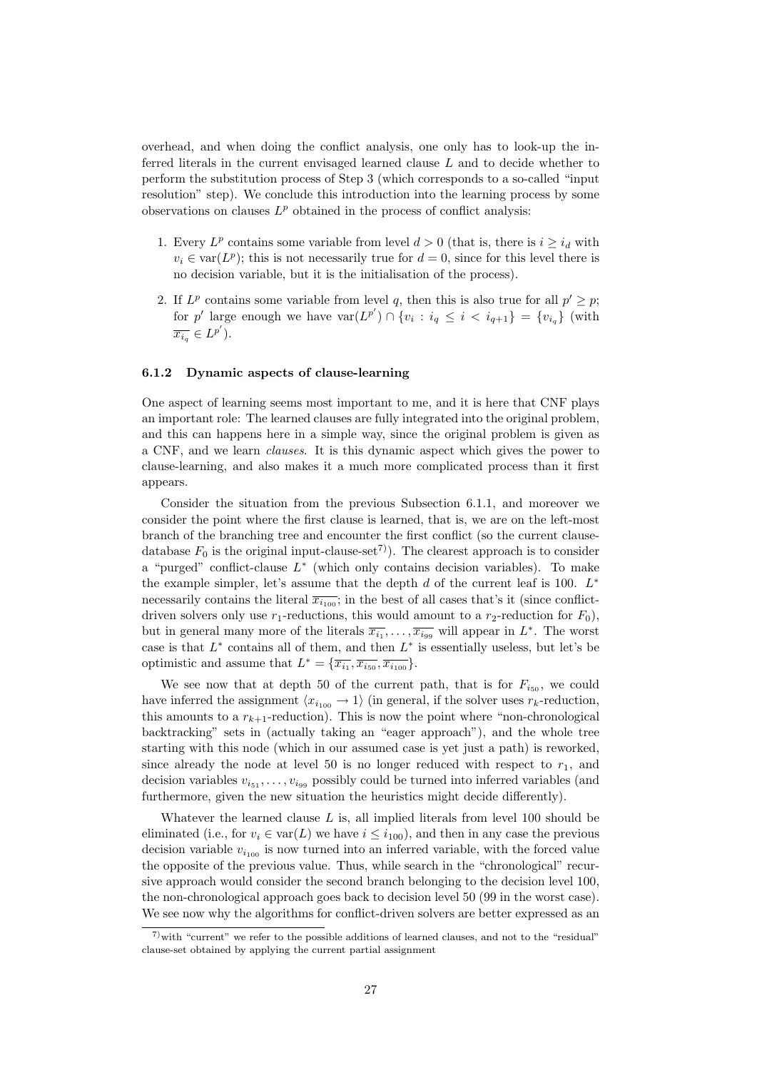overhead, and when doing the conflict analysis, one only has to look-up the inferred literals in the current envisaged learned clause $L$ and to decide whether to perform the substitution process of Step 3 (which corresponds to a so-called "input resolution" step). We conclude this introduction into the learning process by some observations on clauses $L^p$ obtained in the process of conflict analysis:

1. Every $L^p$ contains some variable from level $d > 0$ (that is, there is $i \geq i_d$ with $v_i \in \mathrm{var}(L^p)$; this is not necessarily true for $d = 0$, since for this level there is no decision variable, but it is the initialisation of the process).
2. If $L^p$ contains some variable from level $q$, then this is also true for all $p' \geq p$; for $p'$ large enough we have $\mathrm{var}(L^{p'}) \cap \{v_i : i_q \leq i < i_{q+1}\} = \{v_{i_q}\}$ (with $\overline{x_{i_q}} \in L^{p'}$).

### 6.1.2 Dynamic aspects of clause-learning

One aspect of learning seems most important to me, and it is here that CNF plays an important role: The learned clauses are fully integrated into the original problem, and this can happens here in a simple way, since the original problem is given as a CNF, and we learn *clauses*. It is this dynamic aspect which gives the power to clause-learning, and also makes it a much more complicated process than it first appears.

Consider the situation from the previous Subsection 6.1.1, and moreover we consider the point where the first clause is learned, that is, we are on the left-most branch of the branching tree and encounter the first conflict (so the current clause-database $F_0$ is the original input-clause-set[7]). The clearest approach is to consider a "purged" conflict-clause $L^*$ (which only contains decision variables). To make the example simpler, let's assume that the depth $d$ of the current leaf is 100. $L^*$ necessarily contains the literal $\overline{x_{i_{100}}}$; in the best of all cases that's it (since conflict-driven solvers only use $r_1$-reductions, this would amount to a $r_2$-reduction for $F_0$), but in general many more of the literals $\overline{x_{i_1}}, \dots, \overline{x_{i_{99}}}$ will appear in $L^*$. The worst case is that $L^*$ contains all of them, and then $L^*$ is essentially useless, but let's be optimistic and assume that $L^* = \{\overline{x_{i_1}}, \overline{x_{i_{50}}}, \overline{x_{i_{100}}}\}$.

We see now that at depth 50 of the current path, that is for $F_{i_{50}}$, we could have inferred the assignment $\langle x_{i_{100}} \to 1 \rangle$ (in general, if the solver uses $r_k$-reduction, this amounts to a $r_{k+1}$-reduction). This is now the point where "non-chronological backtracking" sets in (actually taking an "eager approach"), and the whole tree starting with this node (which in our assumed case is yet just a path) is reworked, since already the node at level 50 is no longer reduced with respect to $r_1$, and decision variables $v_{i_{51}}, \dots, v_{i_{99}}$ possibly could be turned into inferred variables (and furthermore, given the new situation the heuristics might decide differently).

Whatever the learned clause $L$ is, all implied literals from level 100 should be eliminated (i.e., for $v_i \in \mathrm{var}(L)$ we have $i \leq i_{100}$), and then in any case the previous decision variable $v_{i_{100}}$ is now turned into an inferred variable, with the forced value the opposite of the previous value. Thus, while search in the "chronological" recursive approach would consider the second branch belonging to the decision level 100, the non-chronological approach goes back to decision level 50 (99 in the worst case). We see now why the algorithms for conflict-driven solvers are better expressed as an

[7] with "current" we refer to the possible additions of learned clauses, and not to the "residual" clause-set obtained by applying the current partial assignment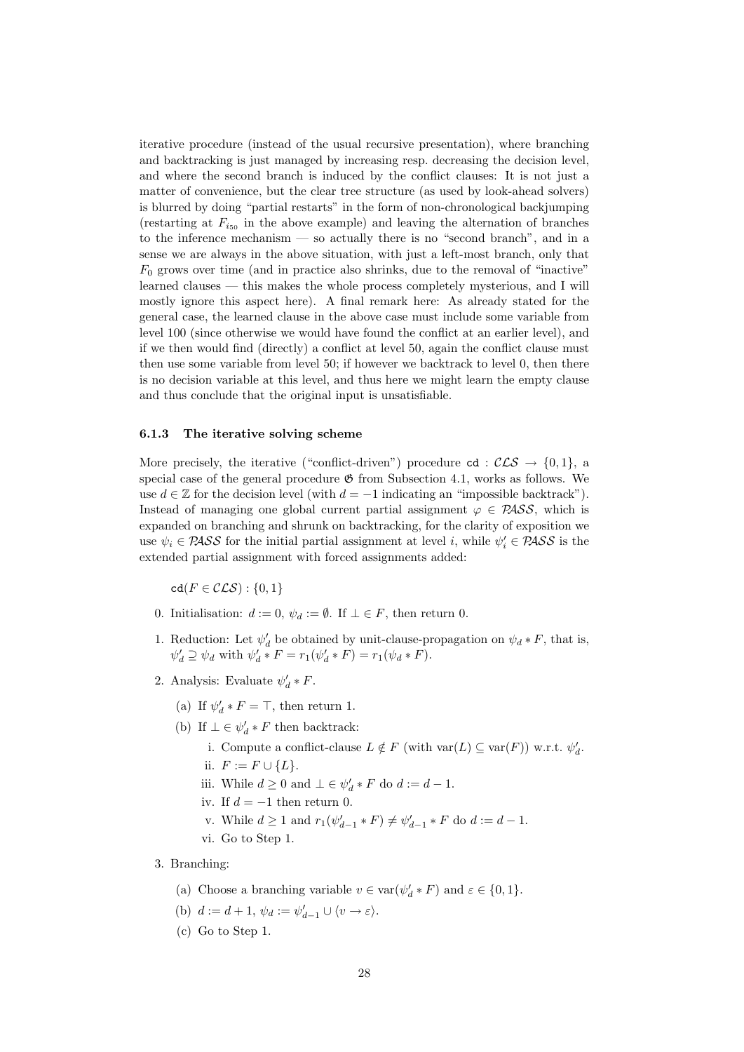iterative procedure (instead of the usual recursive presentation), where branching and backtracking is just managed by increasing resp. decreasing the decision level, and where the second branch is induced by the conflict clauses: It is not just a matter of convenience, but the clear tree structure (as used by look-ahead solvers) is blurred by doing "partial restarts" in the form of non-chronological backjumping (restarting at $F_{i_{50}}$ in the above example) and leaving the alternation of branches to the inference mechanism — so actually there is no "second branch", and in a sense we are always in the above situation, with just a left-most branch, only that $F_0$ grows over time (and in practice also shrinks, due to the removal of "inactive" learned clauses — this makes the whole process completely mysterious, and I will mostly ignore this aspect here). A final remark here: As already stated for the general case, the learned clause in the above case must include some variable from level 100 (since otherwise we would have found the conflict at an earlier level), and if we then would find (directly) a conflict at level 50, again the conflict clause must then use some variable from level 50; if however we backtrack to level 0, then there is no decision variable at this level, and thus here we might learn the empty clause and thus conclude that the original input is unsatisfiable.

### 6.1.3 The iterative solving scheme

More precisely, the iterative ("conflict-driven") procedure `cd` $: \mathcal{CLS} \to \{0,1\}$, a special case of the general procedure $\mathfrak{G}$ from Subsection 4.1, works as follows. We use $d \in \mathbb{Z}$ for the decision level (with $d = -1$ indicating an "impossible backtrack"). Instead of managing one global current partial assignment $\varphi \in \mathcal{PASS}$, which is expanded on branching and shrunk on backtracking, for the clarity of exposition we use $\psi_i \in \mathcal{PASS}$ for the initial partial assignment at level $i$, while $\psi'_i \in \mathcal{PASS}$ is the extended partial assignment with forced assignments added:

`cd`$(F \in \mathcal{CLS}) : \{0,1\}$

0. Initialisation: $d := 0$, $\psi_d := \emptyset$. If $\bot \in F$, then return 0.
1. Reduction: Let $\psi'_d$ be obtained by unit-clause-propagation on $\psi_d * F$, that is, $\psi'_d \supseteq \psi_d$ with $\psi'_d * F = r_1(\psi'_d * F) = r_1(\psi_d * F)$.
2. Analysis: Evaluate $\psi'_d * F$.
   (a) If $\psi'_d * F = \top$, then return 1.
   (b) If $\bot \in \psi'_d * F$ then backtrack:
      i. Compute a conflict-clause $L \notin F$ (with $\mathrm{var}(L) \subseteq \mathrm{var}(F)$) w.r.t. $\psi'_d$.
      ii. $F := F \cup \{L\}$.
      iii. While $d \geq 0$ and $\bot \in \psi'_d * F$ do $d := d - 1$.
      iv. If $d = -1$ then return 0.
      v. While $d \geq 1$ and $r_1(\psi'_{d-1} * F) \neq \psi'_{d-1} * F$ do $d := d - 1$.
      vi. Go to Step 1.
3. Branching:
   (a) Choose a branching variable $v \in \mathrm{var}(\psi'_d * F)$ and $\varepsilon \in \{0,1\}$.
   (b) $d := d + 1$, $\psi_d := \psi'_{d-1} \cup \langle v \to \varepsilon \rangle$.
   (c) Go to Step 1.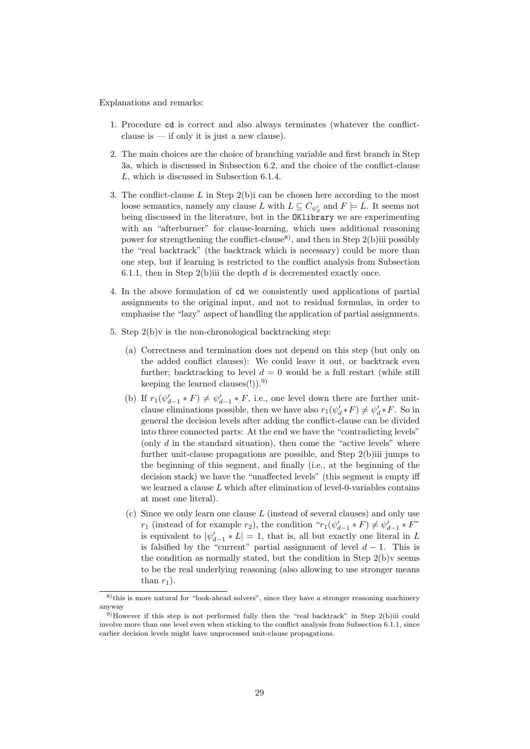Explanations and remarks:

1. Procedure `cd` is correct and also always terminates (whatever the conflict-clause is — if only it is just a new clause).

2. The main choices are the choice of branching variable and first branch in Step 3a, which is discussed in Subsection 6.2, and the choice of the conflict-clause $L$, which is discussed in Subsection 6.1.4.

3. The conflict-clause $L$ in Step 2(b)i can be chosen here according to the most loose semantics, namely any clause $L$ with $L \subseteq C_{\psi'_d}$ and $F \models L$. It seems not being discussed in the literature, but in the `OKlibrary` we are experimenting with an "afterburner" for clause-learning, which uses additional reasoning power for strengthening the conflict-clause[8], and then in Step 2(b)iii possibly the "real backtrack" (the backtrack which is necessary) could be more than one step, but if learning is restricted to the conflict analysis from Subsection 6.1.1, then in Step 2(b)iii the depth $d$ is decremented exactly once.

4. In the above formulation of `cd` we consistently used applications of partial assignments to the original input, and not to residual formulas, in order to emphasise the "lazy" aspect of handling the application of partial assignments.

5. Step 2(b)v is the non-chronological backtracking step:

   (a) Correctness and termination does not depend on this step (but only on the added conflict clauses): We could leave it out, or backtrack even further; backtracking to level $d = 0$ would be a full restart (while still keeping the learned clauses(!)).[9]

   (b) If $r_1(\psi'_{d-1} * F) \neq \psi'_{d-1} * F$, i.e., one level down there are further unit-clause eliminations possible, then we have also $r_1(\psi'_d * F) \neq \psi'_d * F$. So in general the decision levels after adding the conflict-clause can be divided into three connected parts: At the end we have the "contradicting levels" (only $d$ in the standard situation), then come the "active levels" where further unit-clause propagations are possible, and Step 2(b)iii jumps to the beginning of this segment, and finally (i.e., at the beginning of the decision stack) we have the "unaffected levels" (this segment is empty iff we learned a clause $L$ which after elimination of level-0-variables contains at most one literal).

   (c) Since we only learn one clause $L$ (instead of several clauses) and only use $r_1$ (instead of for example $r_2$), the condition "$r_1(\psi'_{d-1} * F) \neq \psi'_{d-1} * F$" is equivalent to $|\psi'_{d-1} * L| = 1$, that is, all but exactly one literal in $L$ is falsified by the "current" partial assignment of level $d - 1$. This is the condition as normally stated, but the condition in Step 2(b)v seems to be the real underlying reasoning (also allowing to use stronger means than $r_1$).

---

[8] this is more natural for "look-ahead solvers", since they have a stronger reasoning machinery anyway

[9] However if this step is not performed fully then the "real backtrack" in Step 2(b)iii could involve more than one level even when sticking to the conflict analysis from Subsection 6.1.1, since earlier decision levels might have unprocessed unit-clause propagations.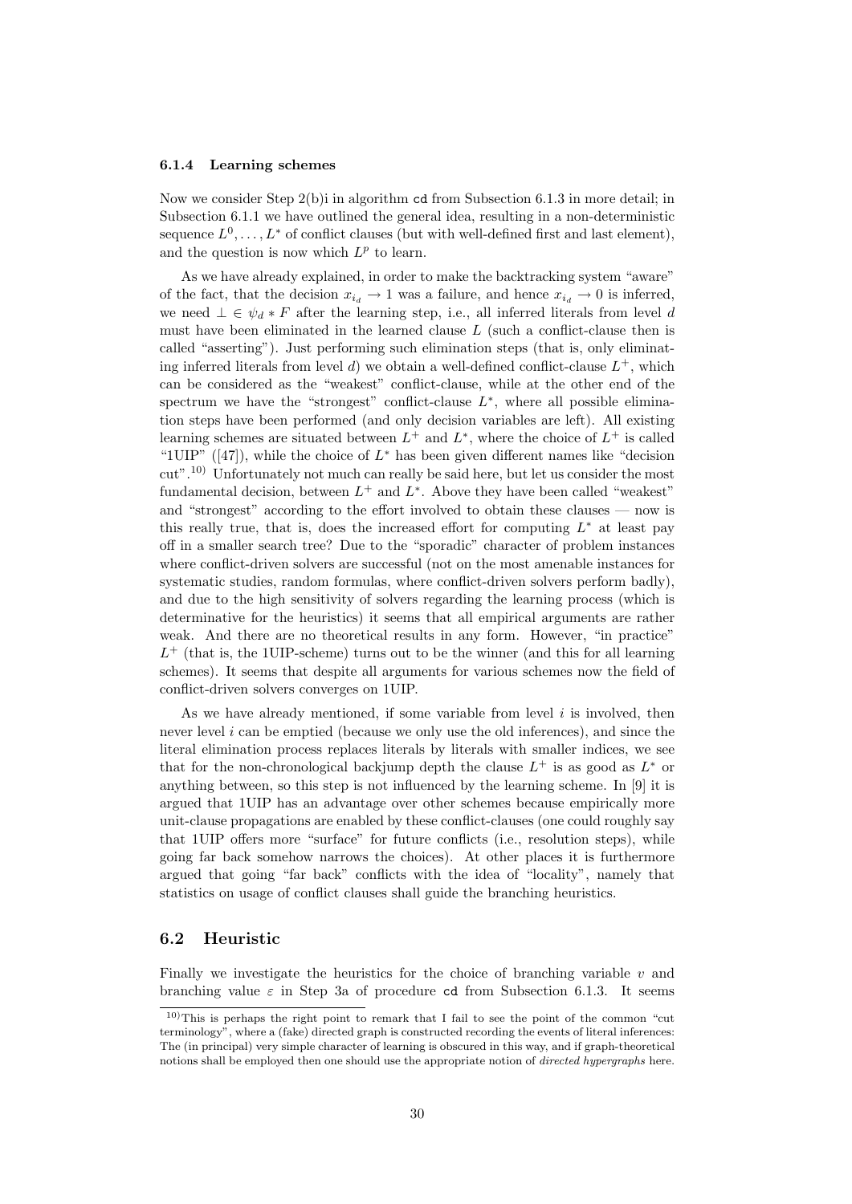#### 6.1.4 Learning schemes

Now we consider Step 2(b)i in algorithm `cd` from Subsection 6.1.3 in more detail; in Subsection 6.1.1 we have outlined the general idea, resulting in a non-deterministic sequence $L^0, \dots, L^*$ of conflict clauses (but with well-defined first and last element), and the question is now which $L^p$ to learn.

As we have already explained, in order to make the backtracking system "aware" of the fact, that the decision $x_{i_d} \to 1$ was a failure, and hence $x_{i_d} \to 0$ is inferred, we need $\bot \in \psi_d * F$ after the learning step, i.e., all inferred literals from level $d$ must have been eliminated in the learned clause $L$ (such a conflict-clause then is called "asserting"). Just performing such elimination steps (that is, only eliminating inferred literals from level $d$) we obtain a well-defined conflict-clause $L^+$, which can be considered as the "weakest" conflict-clause, while at the other end of the spectrum we have the "strongest" conflict-clause $L^*$, where all possible elimination steps have been performed (and only decision variables are left). All existing learning schemes are situated between $L^+$ and $L^*$, where the choice of $L^+$ is called "1UIP" ([47]), while the choice of $L^*$ has been given different names like "decision cut".[10] Unfortunately not much can really be said here, but let us consider the most fundamental decision, between $L^+$ and $L^*$. Above they have been called "weakest" and "strongest" according to the effort involved to obtain these clauses — now is this really true, that is, does the increased effort for computing $L^*$ at least pay off in a smaller search tree? Due to the "sporadic" character of problem instances where conflict-driven solvers are successful (not on the most amenable instances for systematic studies, random formulas, where conflict-driven solvers perform badly), and due to the high sensitivity of solvers regarding the learning process (which is determinative for the heuristics) it seems that all empirical arguments are rather weak. And there are no theoretical results in any form. However, "in practice" $L^+$ (that is, the 1UIP-scheme) turns out to be the winner (and this for all learning schemes). It seems that despite all arguments for various schemes now the field of conflict-driven solvers converges on 1UIP.

As we have already mentioned, if some variable from level $i$ is involved, then never level $i$ can be emptied (because we only use the old inferences), and since the literal elimination process replaces literals by literals with smaller indices, we see that for the non-chronological backjump depth the clause $L^+$ is as good as $L^*$ or anything between, so this step is not influenced by the learning scheme. In [9] it is argued that 1UIP has an advantage over other schemes because empirically more unit-clause propagations are enabled by these conflict-clauses (one could roughly say that 1UIP offers more "surface" for future conflicts (i.e., resolution steps), while going far back somehow narrows the choices). At other places it is furthermore argued that going "far back" conflicts with the idea of "locality", namely that statistics on usage of conflict clauses shall guide the branching heuristics.

### 6.2 Heuristic

Finally we investigate the heuristics for the choice of branching variable $v$ and branching value $\varepsilon$ in Step 3a of procedure `cd` from Subsection 6.1.3. It seems

[10] This is perhaps the right point to remark that I fail to see the point of the common "cut terminology", where a (fake) directed graph is constructed recording the events of literal inferences: The (in principal) very simple character of learning is obscured in this way, and if graph-theoretical notions shall be employed then one should use the appropriate notion of *directed hypergraphs* here.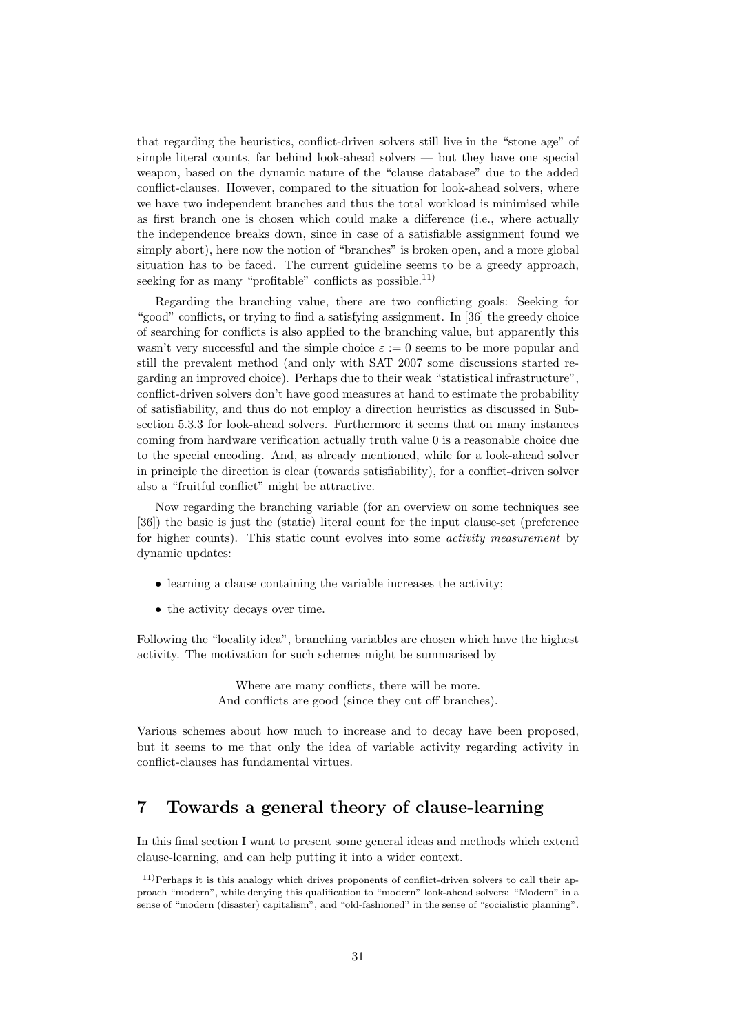that regarding the heuristics, conflict-driven solvers still live in the "stone age" of simple literal counts, far behind look-ahead solvers — but they have one special weapon, based on the dynamic nature of the "clause database" due to the added conflict-clauses. However, compared to the situation for look-ahead solvers, where we have two independent branches and thus the total workload is minimised while as first branch one is chosen which could make a difference (i.e., where actually the independence breaks down, since in case of a satisfiable assignment found we simply abort), here now the notion of "branches" is broken open, and a more global situation has to be faced. The current guideline seems to be a greedy approach, seeking for as many "profitable" conflicts as possible.[11)]

Regarding the branching value, there are two conflicting goals: Seeking for "good" conflicts, or trying to find a satisfying assignment. In [36] the greedy choice of searching for conflicts is also applied to the branching value, but apparently this wasn't very successful and the simple choice $\varepsilon := 0$ seems to be more popular and still the prevalent method (and only with SAT 2007 some discussions started regarding an improved choice). Perhaps due to their weak "statistical infrastructure", conflict-driven solvers don't have good measures at hand to estimate the probability of satisfiability, and thus do not employ a direction heuristics as discussed in Subsection 5.3.3 for look-ahead solvers. Furthermore it seems that on many instances coming from hardware verification actually truth value 0 is a reasonable choice due to the special encoding. And, as already mentioned, while for a look-ahead solver in principle the direction is clear (towards satisfiability), for a conflict-driven solver also a "fruitful conflict" might be attractive.

Now regarding the branching variable (for an overview on some techniques see [36]) the basic is just the (static) literal count for the input clause-set (preference for higher counts). This static count evolves into some *activity measurement* by dynamic updates:

- learning a clause containing the variable increases the activity;
- the activity decays over time.

Following the "locality idea", branching variables are chosen which have the highest activity. The motivation for such schemes might be summarised by

> Where are many conflicts, there will be more.
> And conflicts are good (since they cut off branches).

Various schemes about how much to increase and to decay have been proposed, but it seems to me that only the idea of variable activity regarding activity in conflict-clauses has fundamental virtues.

# 7 Towards a general theory of clause-learning

In this final section I want to present some general ideas and methods which extend clause-learning, and can help putting it into a wider context.

---

[11)] Perhaps it is this analogy which drives proponents of conflict-driven solvers to call their approach "modern", while denying this qualification to "modern" look-ahead solvers: "Modern" in a sense of "modern (disaster) capitalism", and "old-fashioned" in the sense of "socialistic planning".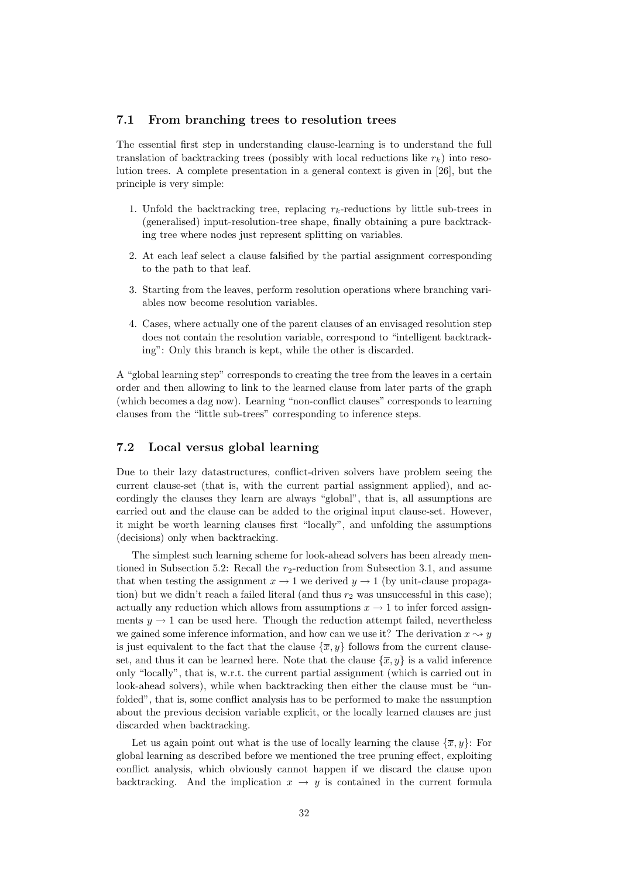### 7.1 From branching trees to resolution trees

The essential first step in understanding clause-learning is to understand the full translation of backtracking trees (possibly with local reductions like $r_k$) into resolution trees. A complete presentation in a general context is given in [26], but the principle is very simple:

1. Unfold the backtracking tree, replacing $r_k$-reductions by little sub-trees in (generalised) input-resolution-tree shape, finally obtaining a pure backtracking tree where nodes just represent splitting on variables.
2. At each leaf select a clause falsified by the partial assignment corresponding to the path to that leaf.
3. Starting from the leaves, perform resolution operations where branching variables now become resolution variables.
4. Cases, where actually one of the parent clauses of an envisaged resolution step does not contain the resolution variable, correspond to "intelligent backtracking": Only this branch is kept, while the other is discarded.

A "global learning step" corresponds to creating the tree from the leaves in a certain order and then allowing to link to the learned clause from later parts of the graph (which becomes a dag now). Learning "non-conflict clauses" corresponds to learning clauses from the "little sub-trees" corresponding to inference steps.

### 7.2 Local versus global learning

Due to their lazy datastructures, conflict-driven solvers have problem seeing the current clause-set (that is, with the current partial assignment applied), and accordingly the clauses they learn are always "global", that is, all assumptions are carried out and the clause can be added to the original input clause-set. However, it might be worth learning clauses first "locally", and unfolding the assumptions (decisions) only when backtracking.

The simplest such learning scheme for look-ahead solvers has been already mentioned in Subsection 5.2: Recall the $r_2$-reduction from Subsection 3.1, and assume that when testing the assignment $x \rightarrow 1$ we derived $y \rightarrow 1$ (by unit-clause propagation) but we didn't reach a failed literal (and thus $r_2$ was unsuccessful in this case); actually any reduction which allows from assumptions $x \rightarrow 1$ to infer forced assignments $y \rightarrow 1$ can be used here. Though the reduction attempt failed, nevertheless we gained some inference information, and how can we use it? The derivation $x \rightsquigarrow y$ is just equivalent to the fact that the clause $\{\overline{x}, y\}$ follows from the current clause-set, and thus it can be learned here. Note that the clause $\{\overline{x}, y\}$ is a valid inference only "locally", that is, w.r.t. the current partial assignment (which is carried out in look-ahead solvers), while when backtracking then either the clause must be "unfolded", that is, some conflict analysis has to be performed to make the assumption about the previous decision variable explicit, or the locally learned clauses are just discarded when backtracking.

Let us again point out what is the use of locally learning the clause $\{\overline{x}, y\}$: For global learning as described before we mentioned the tree pruning effect, exploiting conflict analysis, which obviously cannot happen if we discard the clause upon backtracking. And the implication $x \rightarrow y$ is contained in the current formula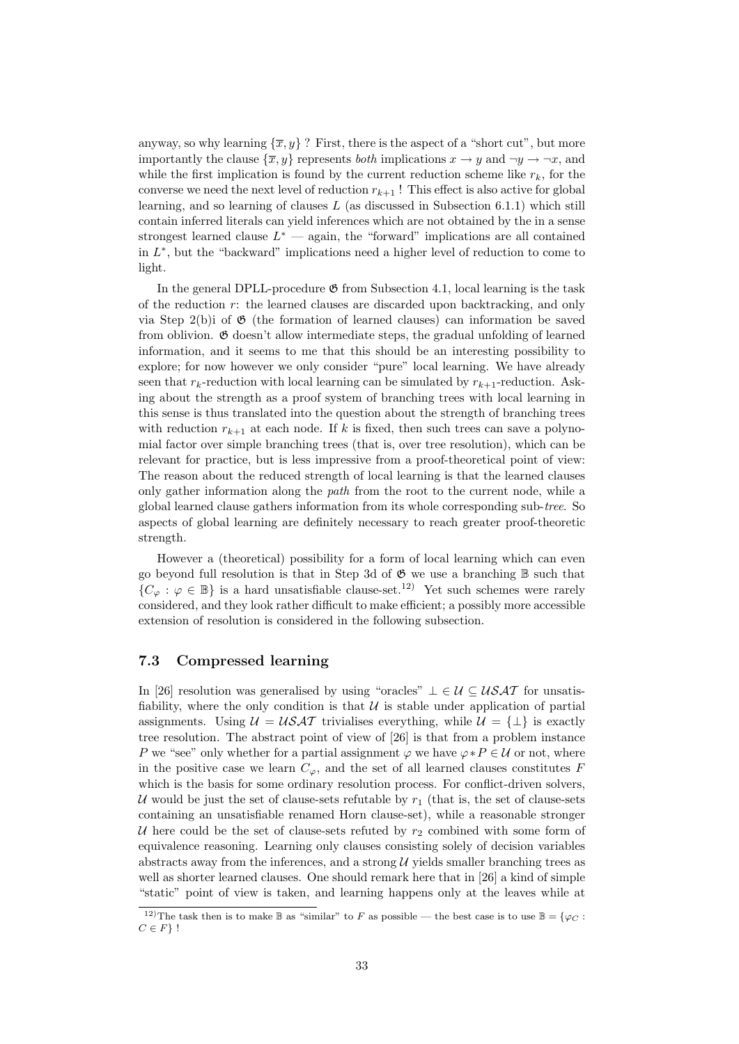anyway, so why learning $\{\overline{x}, y\}$ ? First, there is the aspect of a "short cut", but more importantly the clause $\{\overline{x}, y\}$ represents *both* implications $x \rightarrow y$ and $\neg y \rightarrow \neg x$, and while the first implication is found by the current reduction scheme like $r_k$, for the converse we need the next level of reduction $r_{k+1}$ ! This effect is also active for global learning, and so learning of clauses $L$ (as discussed in Subsection 6.1.1) which still contain inferred literals can yield inferences which are not obtained by the in a sense strongest learned clause $L^*$ — again, the "forward" implications are all contained in $L^*$, but the "backward" implications need a higher level of reduction to come to light.

In the general DPLL-procedure $\mathfrak{G}$ from Subsection 4.1, local learning is the task of the reduction $r$: the learned clauses are discarded upon backtracking, and only via Step 2(b)i of $\mathfrak{G}$ (the formation of learned clauses) can information be saved from oblivion. $\mathfrak{G}$ doesn't allow intermediate steps, the gradual unfolding of learned information, and it seems to me that this should be an interesting possibility to explore; for now however we only consider "pure" local learning. We have already seen that $r_k$-reduction with local learning can be simulated by $r_{k+1}$-reduction. Asking about the strength as a proof system of branching trees with local learning in this sense is thus translated into the question about the strength of branching trees with reduction $r_{k+1}$ at each node. If $k$ is fixed, then such trees can save a polynomial factor over simple branching trees (that is, over tree resolution), which can be relevant for practice, but is less impressive from a proof-theoretical point of view: The reason about the reduced strength of local learning is that the learned clauses only gather information along the *path* from the root to the current node, while a global learned clause gathers information from its whole corresponding sub-*tree*. So aspects of global learning are definitely necessary to reach greater proof-theoretic strength.

However a (theoretical) possibility for a form of local learning which can even go beyond full resolution is that in Step 3d of $\mathfrak{G}$ we use a branching $\mathbb{B}$ such that $\{C_\varphi : \varphi \in \mathbb{B}\}$ is a hard unsatisfiable clause-set.[12] Yet such schemes were rarely considered, and they look rather difficult to make efficient; a possibly more accessible extension of resolution is considered in the following subsection.

### 7.3 Compressed learning

In [26] resolution was generalised by using "oracles" $\bot \in \mathcal{U} \subseteq \mathcal{USAT}$ for unsatisfiability, where the only condition is that $\mathcal{U}$ is stable under application of partial assignments. Using $\mathcal{U} = \mathcal{USAT}$ trivialises everything, while $\mathcal{U} = \{\bot\}$ is exactly tree resolution. The abstract point of view of [26] is that from a problem instance $P$ we "see" only whether for a partial assignment $\varphi$ we have $\varphi * P \in \mathcal{U}$ or not, where in the positive case we learn $C_\varphi$, and the set of all learned clauses constitutes $F$ which is the basis for some ordinary resolution process. For conflict-driven solvers, $\mathcal{U}$ would be just the set of clause-sets refutable by $r_1$ (that is, the set of clause-sets containing an unsatisfiable renamed Horn clause-set), while a reasonable stronger $\mathcal{U}$ here could be the set of clause-sets refuted by $r_2$ combined with some form of equivalence reasoning. Learning only clauses consisting solely of decision variables abstracts away from the inferences, and a strong $\mathcal{U}$ yields smaller branching trees as well as shorter learned clauses. One should remark here that in [26] a kind of simple "static" point of view is taken, and learning happens only at the leaves while at

---

[12] The task then is to make $\mathbb{B}$ as "similar" to $F$ as possible — the best case is to use $\mathbb{B} = \{\varphi_C : C \in F\}$ !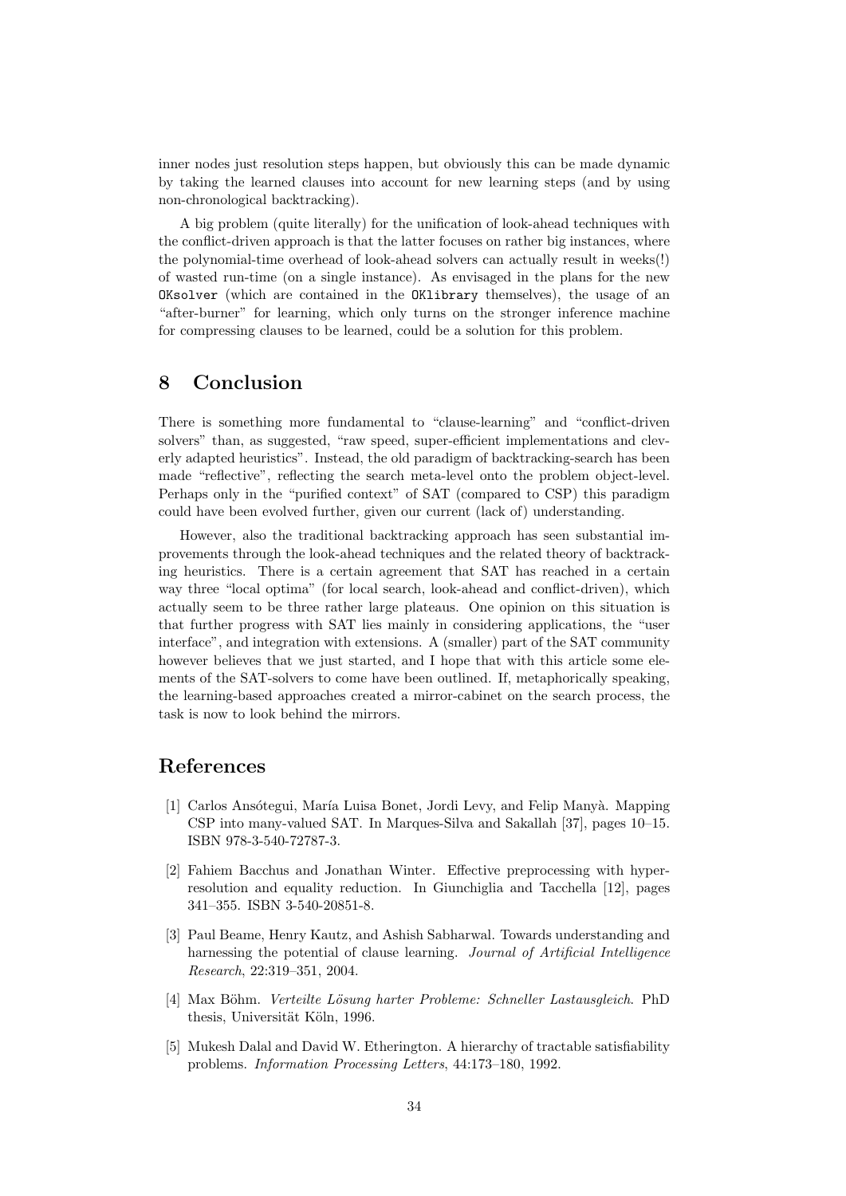inner nodes just resolution steps happen, but obviously this can be made dynamic by taking the learned clauses into account for new learning steps (and by using non-chronological backtracking).

A big problem (quite literally) for the unification of look-ahead techniques with the conflict-driven approach is that the latter focuses on rather big instances, where the polynomial-time overhead of look-ahead solvers can actually result in weeks(!) of wasted run-time (on a single instance). As envisaged in the plans for the new `OKsolver` (which are contained in the `OKlibrary` themselves), the usage of an "after-burner" for learning, which only turns on the stronger inference machine for compressing clauses to be learned, could be a solution for this problem.

## 8 Conclusion

There is something more fundamental to "clause-learning" and "conflict-driven solvers" than, as suggested, "raw speed, super-efficient implementations and cleverly adapted heuristics". Instead, the old paradigm of backtracking-search has been made "reflective", reflecting the search meta-level onto the problem object-level. Perhaps only in the "purified context" of SAT (compared to CSP) this paradigm could have been evolved further, given our current (lack of) understanding.

However, also the traditional backtracking approach has seen substantial improvements through the look-ahead techniques and the related theory of backtracking heuristics. There is a certain agreement that SAT has reached in a certain way three "local optima" (for local search, look-ahead and conflict-driven), which actually seem to be three rather large plateaus. One opinion on this situation is that further progress with SAT lies mainly in considering applications, the "user interface", and integration with extensions. A (smaller) part of the SAT community however believes that we just started, and I hope that with this article some elements of the SAT-solvers to come have been outlined. If, metaphorically speaking, the learning-based approaches created a mirror-cabinet on the search process, the task is now to look behind the mirrors.

## References

[1] Carlos Ansótegui, María Luisa Bonet, Jordi Levy, and Felip Manyà. Mapping CSP into many-valued SAT. In Marques-Silva and Sakallah [37], pages 10–15. ISBN 978-3-540-72787-3.

[2] Fahiem Bacchus and Jonathan Winter. Effective preprocessing with hyper-resolution and equality reduction. In Giunchiglia and Tacchella [12], pages 341–355. ISBN 3-540-20851-8.

[3] Paul Beame, Henry Kautz, and Ashish Sabharwal. Towards understanding and harnessing the potential of clause learning. *Journal of Artificial Intelligence Research*, 22:319–351, 2004.

[4] Max Böhm. *Verteilte Lösung harter Probleme: Schneller Lastausgleich*. PhD thesis, Universität Köln, 1996.

[5] Mukesh Dalal and David W. Etherington. A hierarchy of tractable satisfiability problems. *Information Processing Letters*, 44:173–180, 1992.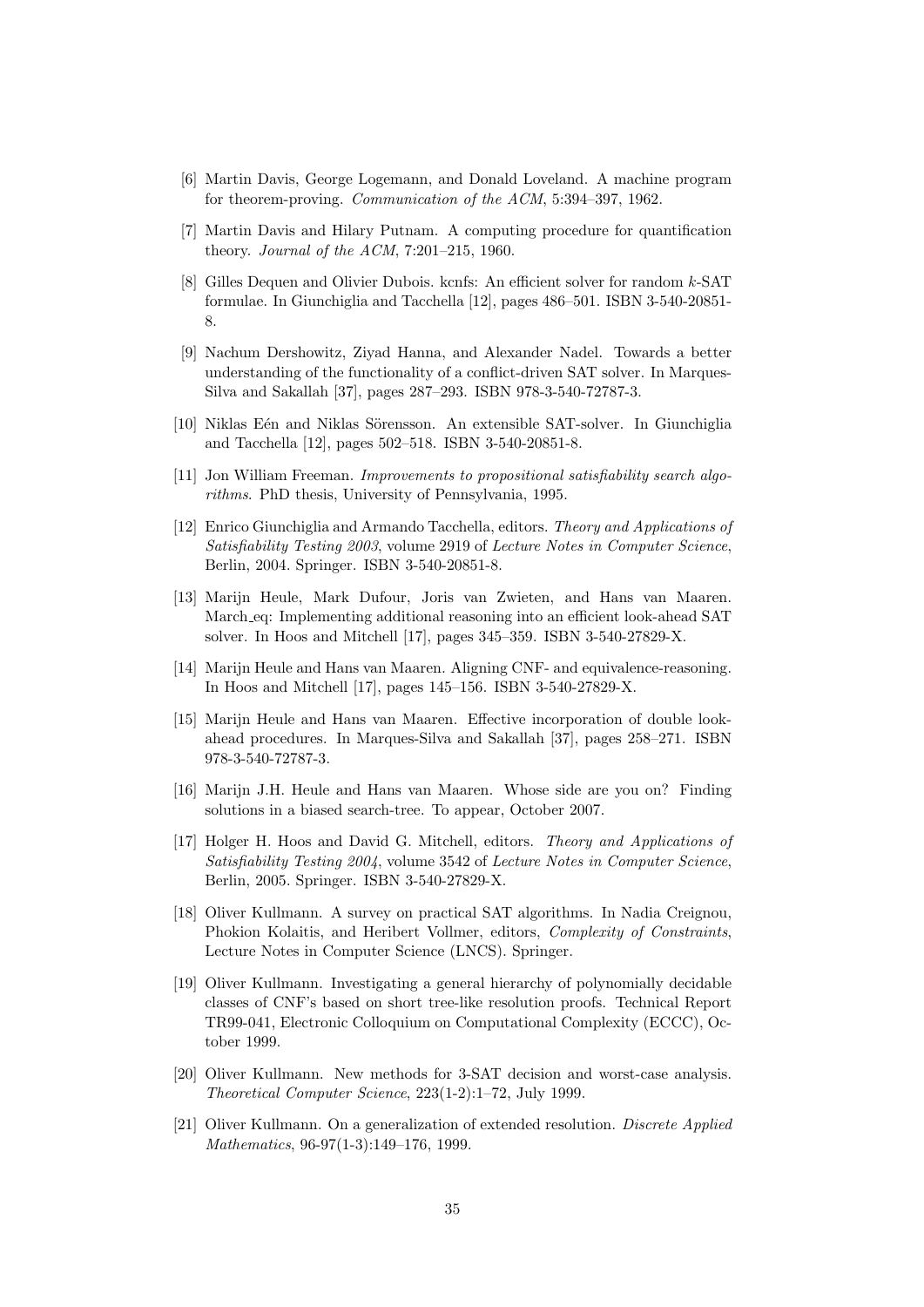[6] Martin Davis, George Logemann, and Donald Loveland. A machine program for theorem-proving. *Communication of the ACM*, 5:394–397, 1962.

[7] Martin Davis and Hilary Putnam. A computing procedure for quantification theory. *Journal of the ACM*, 7:201–215, 1960.

[8] Gilles Dequen and Olivier Dubois. kcnfs: An efficient solver for random $k$-SAT formulae. In Giunchiglia and Tacchella [12], pages 486–501. ISBN 3-540-20851-8.

[9] Nachum Dershowitz, Ziyad Hanna, and Alexander Nadel. Towards a better understanding of the functionality of a conflict-driven SAT solver. In Marques-Silva and Sakallah [37], pages 287–293. ISBN 978-3-540-72787-3.

[10] Niklas Eén and Niklas Sörensson. An extensible SAT-solver. In Giunchiglia and Tacchella [12], pages 502–518. ISBN 3-540-20851-8.

[11] Jon William Freeman. *Improvements to propositional satisfiability search algorithms*. PhD thesis, University of Pennsylvania, 1995.

[12] Enrico Giunchiglia and Armando Tacchella, editors. *Theory and Applications of Satisfiability Testing 2003*, volume 2919 of *Lecture Notes in Computer Science*, Berlin, 2004. Springer. ISBN 3-540-20851-8.

[13] Marijn Heule, Mark Dufour, Joris van Zwieten, and Hans van Maaren. March_eq: Implementing additional reasoning into an efficient look-ahead SAT solver. In Hoos and Mitchell [17], pages 345–359. ISBN 3-540-27829-X.

[14] Marijn Heule and Hans van Maaren. Aligning CNF- and equivalence-reasoning. In Hoos and Mitchell [17], pages 145–156. ISBN 3-540-27829-X.

[15] Marijn Heule and Hans van Maaren. Effective incorporation of double look-ahead procedures. In Marques-Silva and Sakallah [37], pages 258–271. ISBN 978-3-540-72787-3.

[16] Marijn J.H. Heule and Hans van Maaren. Whose side are you on? Finding solutions in a biased search-tree. To appear, October 2007.

[17] Holger H. Hoos and David G. Mitchell, editors. *Theory and Applications of Satisfiability Testing 2004*, volume 3542 of *Lecture Notes in Computer Science*, Berlin, 2005. Springer. ISBN 3-540-27829-X.

[18] Oliver Kullmann. A survey on practical SAT algorithms. In Nadia Creignou, Phokion Kolaitis, and Heribert Vollmer, editors, *Complexity of Constraints*, Lecture Notes in Computer Science (LNCS). Springer.

[19] Oliver Kullmann. Investigating a general hierarchy of polynomially decidable classes of CNF's based on short tree-like resolution proofs. Technical Report TR99-041, Electronic Colloquium on Computational Complexity (ECCC), October 1999.

[20] Oliver Kullmann. New methods for 3-SAT decision and worst-case analysis. *Theoretical Computer Science*, 223(1-2):1–72, July 1999.

[21] Oliver Kullmann. On a generalization of extended resolution. *Discrete Applied Mathematics*, 96-97(1-3):149–176, 1999.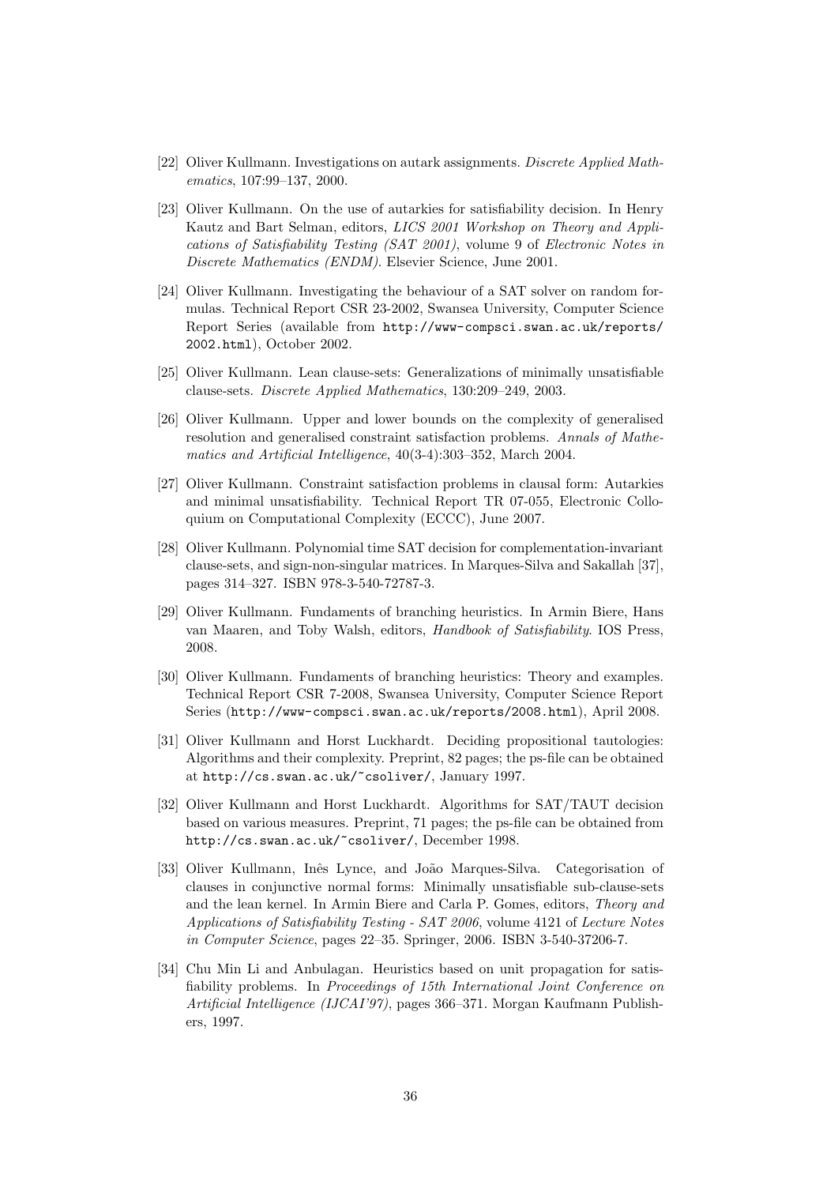[22] Oliver Kullmann. Investigations on autark assignments. *Discrete Applied Mathematics*, 107:99–137, 2000.

[23] Oliver Kullmann. On the use of autarkies for satisfiability decision. In Henry Kautz and Bart Selman, editors, *LICS 2001 Workshop on Theory and Applications of Satisfiability Testing (SAT 2001)*, volume 9 of *Electronic Notes in Discrete Mathematics (ENDM)*. Elsevier Science, June 2001.

[24] Oliver Kullmann. Investigating the behaviour of a SAT solver on random formulas. Technical Report CSR 23-2002, Swansea University, Computer Science Report Series (available from `http://www-compsci.swan.ac.uk/reports/2002.html`), October 2002.

[25] Oliver Kullmann. Lean clause-sets: Generalizations of minimally unsatisfiable clause-sets. *Discrete Applied Mathematics*, 130:209–249, 2003.

[26] Oliver Kullmann. Upper and lower bounds on the complexity of generalised resolution and generalised constraint satisfaction problems. *Annals of Mathematics and Artificial Intelligence*, 40(3-4):303–352, March 2004.

[27] Oliver Kullmann. Constraint satisfaction problems in clausal form: Autarkies and minimal unsatisfiability. Technical Report TR 07-055, Electronic Colloquium on Computational Complexity (ECCC), June 2007.

[28] Oliver Kullmann. Polynomial time SAT decision for complementation-invariant clause-sets, and sign-non-singular matrices. In Marques-Silva and Sakallah [37], pages 314–327. ISBN 978-3-540-72787-3.

[29] Oliver Kullmann. Fundaments of branching heuristics. In Armin Biere, Hans van Maaren, and Toby Walsh, editors, *Handbook of Satisfiability*. IOS Press, 2008.

[30] Oliver Kullmann. Fundaments of branching heuristics: Theory and examples. Technical Report CSR 7-2008, Swansea University, Computer Science Report Series (`http://www-compsci.swan.ac.uk/reports/2008.html`), April 2008.

[31] Oliver Kullmann and Horst Luckhardt. Deciding propositional tautologies: Algorithms and their complexity. Preprint, 82 pages; the ps-file can be obtained at `http://cs.swan.ac.uk/~csoliver/`, January 1997.

[32] Oliver Kullmann and Horst Luckhardt. Algorithms for SAT/TAUT decision based on various measures. Preprint, 71 pages; the ps-file can be obtained from `http://cs.swan.ac.uk/~csoliver/`, December 1998.

[33] Oliver Kullmann, Inês Lynce, and João Marques-Silva. Categorisation of clauses in conjunctive normal forms: Minimally unsatisfiable sub-clause-sets and the lean kernel. In Armin Biere and Carla P. Gomes, editors, *Theory and Applications of Satisfiability Testing - SAT 2006*, volume 4121 of *Lecture Notes in Computer Science*, pages 22–35. Springer, 2006. ISBN 3-540-37206-7.

[34] Chu Min Li and Anbulagan. Heuristics based on unit propagation for satisfiability problems. In *Proceedings of 15th International Joint Conference on Artificial Intelligence (IJCAI'97)*, pages 366–371. Morgan Kaufmann Publishers, 1997.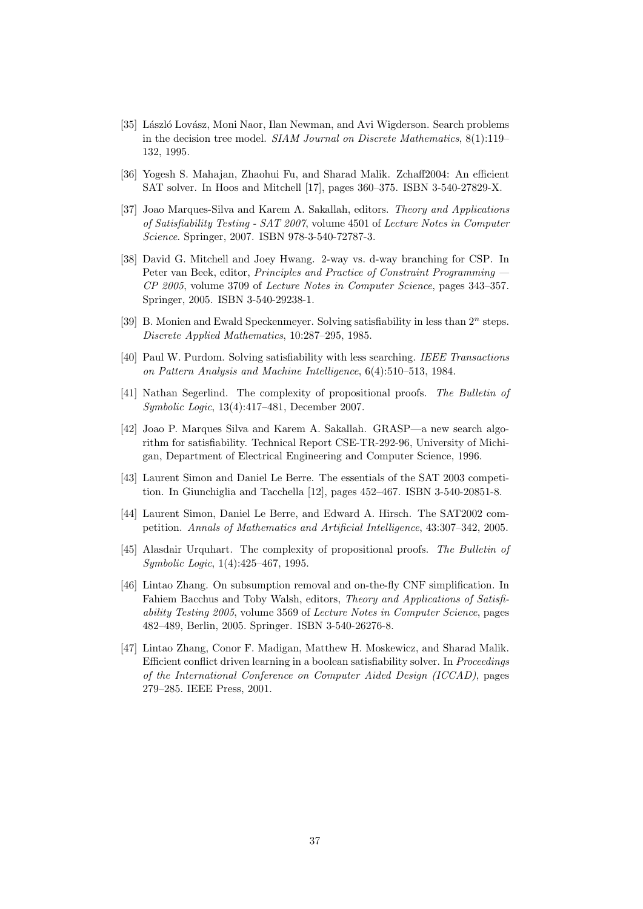[35] László Lovász, Moni Naor, Ilan Newman, and Avi Wigderson. Search problems in the decision tree model. *SIAM Journal on Discrete Mathematics*, 8(1):119–132, 1995.

[36] Yogesh S. Mahajan, Zhaohui Fu, and Sharad Malik. Zchaff2004: An efficient SAT solver. In Hoos and Mitchell [17], pages 360–375. ISBN 3-540-27829-X.

[37] Joao Marques-Silva and Karem A. Sakallah, editors. *Theory and Applications of Satisfiability Testing - SAT 2007*, volume 4501 of *Lecture Notes in Computer Science*. Springer, 2007. ISBN 978-3-540-72787-3.

[38] David G. Mitchell and Joey Hwang. 2-way vs. d-way branching for CSP. In Peter van Beek, editor, *Principles and Practice of Constraint Programming — CP 2005*, volume 3709 of *Lecture Notes in Computer Science*, pages 343–357. Springer, 2005. ISBN 3-540-29238-1.

[39] B. Monien and Ewald Speckenmeyer. Solving satisfiability in less than $2^n$ steps. *Discrete Applied Mathematics*, 10:287–295, 1985.

[40] Paul W. Purdom. Solving satisfiability with less searching. *IEEE Transactions on Pattern Analysis and Machine Intelligence*, 6(4):510–513, 1984.

[41] Nathan Segerlind. The complexity of propositional proofs. *The Bulletin of Symbolic Logic*, 13(4):417–481, December 2007.

[42] Joao P. Marques Silva and Karem A. Sakallah. GRASP—a new search algorithm for satisfiability. Technical Report CSE-TR-292-96, University of Michigan, Department of Electrical Engineering and Computer Science, 1996.

[43] Laurent Simon and Daniel Le Berre. The essentials of the SAT 2003 competition. In Giunchiglia and Tacchella [12], pages 452–467. ISBN 3-540-20851-8.

[44] Laurent Simon, Daniel Le Berre, and Edward A. Hirsch. The SAT2002 competition. *Annals of Mathematics and Artificial Intelligence*, 43:307–342, 2005.

[45] Alasdair Urquhart. The complexity of propositional proofs. *The Bulletin of Symbolic Logic*, 1(4):425–467, 1995.

[46] Lintao Zhang. On subsumption removal and on-the-fly CNF simplification. In Fahiem Bacchus and Toby Walsh, editors, *Theory and Applications of Satisfiability Testing 2005*, volume 3569 of *Lecture Notes in Computer Science*, pages 482–489, Berlin, 2005. Springer. ISBN 3-540-26276-8.

[47] Lintao Zhang, Conor F. Madigan, Matthew H. Moskewicz, and Sharad Malik. Efficient conflict driven learning in a boolean satisfiability solver. In *Proceedings of the International Conference on Computer Aided Design (ICCAD)*, pages 279–285. IEEE Press, 2001.